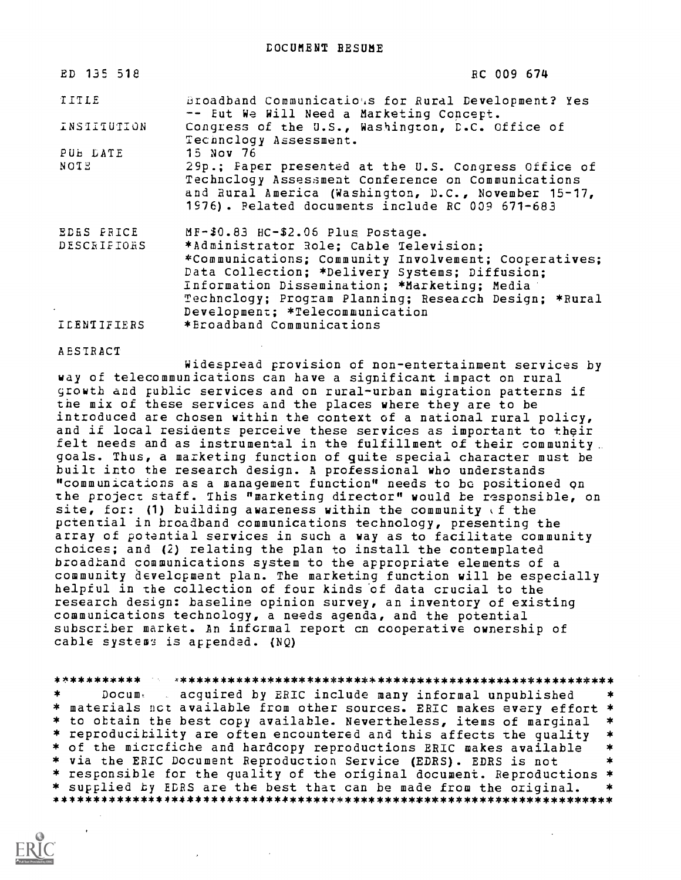# DOCUMENT RESUME

| | |
|---|---|
| ED 135 518 | RC 009 674 |
| TITLE | Broadband Communications for Rural Development? Yes -- But We Will Need a Marketing Concept. |
| INSTITUTION | Congress of the U.S., Washington, D.C. Office of Technology Assessment. |
| PUB DATE | 15 Nov 76 |
| NOTE | 29p.; Paper presented at the U.S. Congress Office of Technology Assessment Conference on Communications and Rural America (Washington, D.C., November 15-17, 1976). Related documents include RC 009 671-683 |
| EDRS PRICE | MF-$0.83 HC-$2.06 Plus Postage. |
| DESCRIPTORS | *Administrator Role; Cable Television; *Communications; Community Involvement; Cooperatives; Data Collection; *Delivery Systems; Diffusion; Information Dissemination; *Marketing; Media Technology; Program Planning; Research Design; *Rural Development; *Telecommunication |
| IDENTIFIERS | *Broadband Communications |

ABSTRACT

Widespread provision of non-entertainment services by way of telecommunications can have a significant impact on rural growth and public services and on rural-urban migration patterns if the mix of these services and the places where they are to be introduced are chosen within the context of a national rural policy, and if local residents perceive these services as important to their felt needs and as instrumental in the fulfillment of their community goals. Thus, a marketing function of quite special character must be built into the research design. A professional who understands "communications as a management function" needs to be positioned on the project staff. This "marketing director" would be responsible, on site, for: (1) building awareness within the community of the potential in broadband communications technology, presenting the array of potential services in such a way as to facilitate community choices; and (2) relating the plan to install the contemplated broadband communications system to the appropriate elements of a community development plan. The marketing function will be especially helpful in the collection of four kinds of data crucial to the research design: baseline opinion survey, an inventory of existing communications technology, a needs agenda, and the potential subscriber market. An informal report on cooperative ownership of cable systems is appended. (NQ)

***********************************************************************
* Documents acquired by ERIC include many informal unpublished materials not available from other sources. ERIC makes every effort to obtain the best copy available. Nevertheless, items of marginal reproducibility are often encountered and this affects the quality of the microfiche and hardcopy reproductions ERIC makes available via the ERIC Document Reproduction Service (EDRS). EDRS is not responsible for the quality of the original document. Reproductions supplied by EDRS are the best that can be made from the original. *
***********************************************************************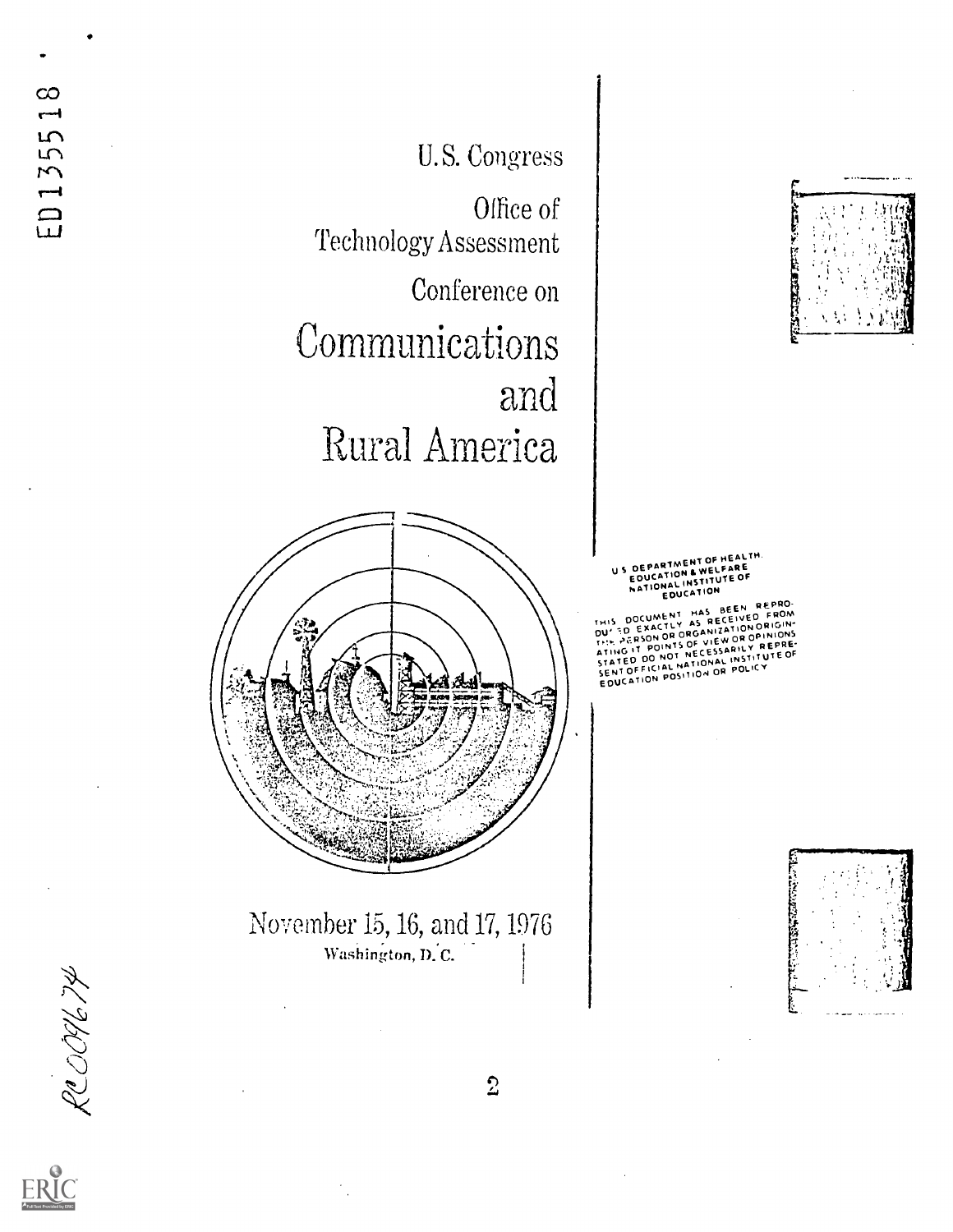ED135518

U.S. Congress

Office of Technology Assessment

Conference on

# Communications and Rural America

November 15, 16, and 17, 1976

Washington, D.C.

U S DEPARTMENT OF HEALTH. EDUCATION & WELFARE NATIONAL INSTITUTE OF EDUCATION

THIS DOCUMENT HAS BEEN REPRODUCED EXACTLY AS RECEIVED FROM THE PERSON OR ORGANIZATION ORIGINATING IT. POINTS OF VIEW OR OPINIONS STATED DO NOT NECESSARILY REPRESENT OFFICIAL NATIONAL INSTITUTE OF EDUCATION POSITION OR POLICY

RC009674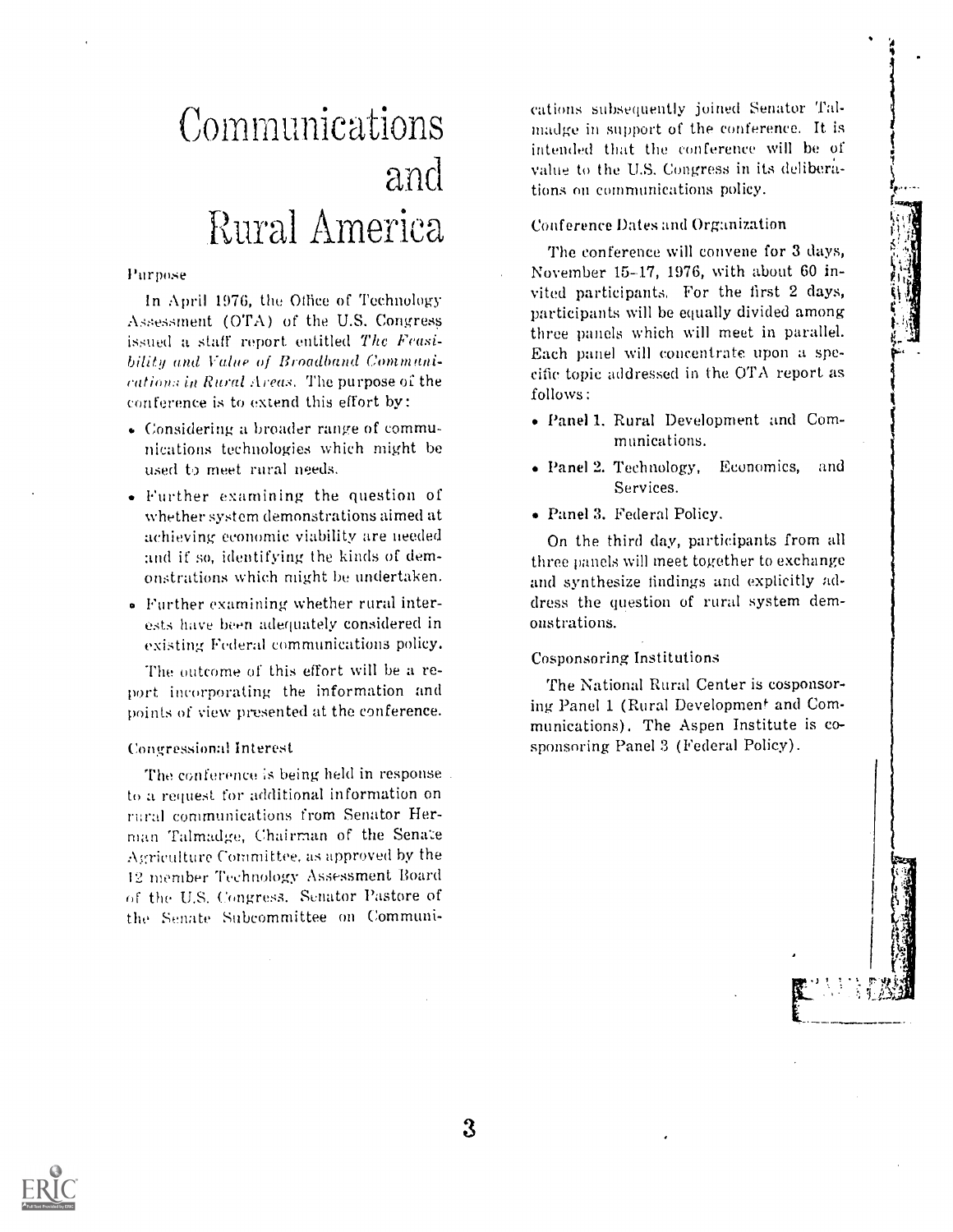# Communications and Rural America

### Purpose

In April 1976, the Office of Technology Assessment (OTA) of the U.S. Congress issued a staff report entitled *The Feasibility and Value of Broadband Communications in Rural Areas*. The purpose of the conference is to extend this effort by:

- Considering a broader range of communications technologies which might be used to meet rural needs.
- Further examining the question of whether system demonstrations aimed at achieving economic viability are needed and if so, identifying the kinds of demonstrations which might be undertaken.
- Further examining whether rural interests have been adequately considered in existing Federal communications policy.

The outcome of this effort will be a report incorporating the information and points of view presented at the conference.

### Congressional Interest

The conference is being held in response to a request for additional information on rural communications from Senator Herman Talmadge, Chairman of the Senate Agriculture Committee, as approved by the 12 member Technology Assessment Board of the U.S. Congress. Senator Pastore of the Senate Subcommittee on Communications subsequently joined Senator Talmadge in support of the conference. It is intended that the conference will be of value to the U.S. Congress in its deliberations on communications policy.

### Conference Dates and Organization

The conference will convene for 3 days, November 15-17, 1976, with about 60 invited participants. For the first 2 days, participants will be equally divided among three panels which will meet in parallel. Each panel will concentrate upon a specific topic addressed in the OTA report as follows:

- Panel 1. Rural Development and Communications.
- Panel 2. Technology, Economics, and Services.
- Panel 3. Federal Policy.

On the third day, participants from all three panels will meet together to exchange and synthesize findings and explicitly address the question of rural system demonstrations.

### Cosponsoring Institutions

The National Rural Center is cosponsoring Panel 1 (Rural Development and Communications). The Aspen Institute is cosponsoring Panel 3 (Federal Policy).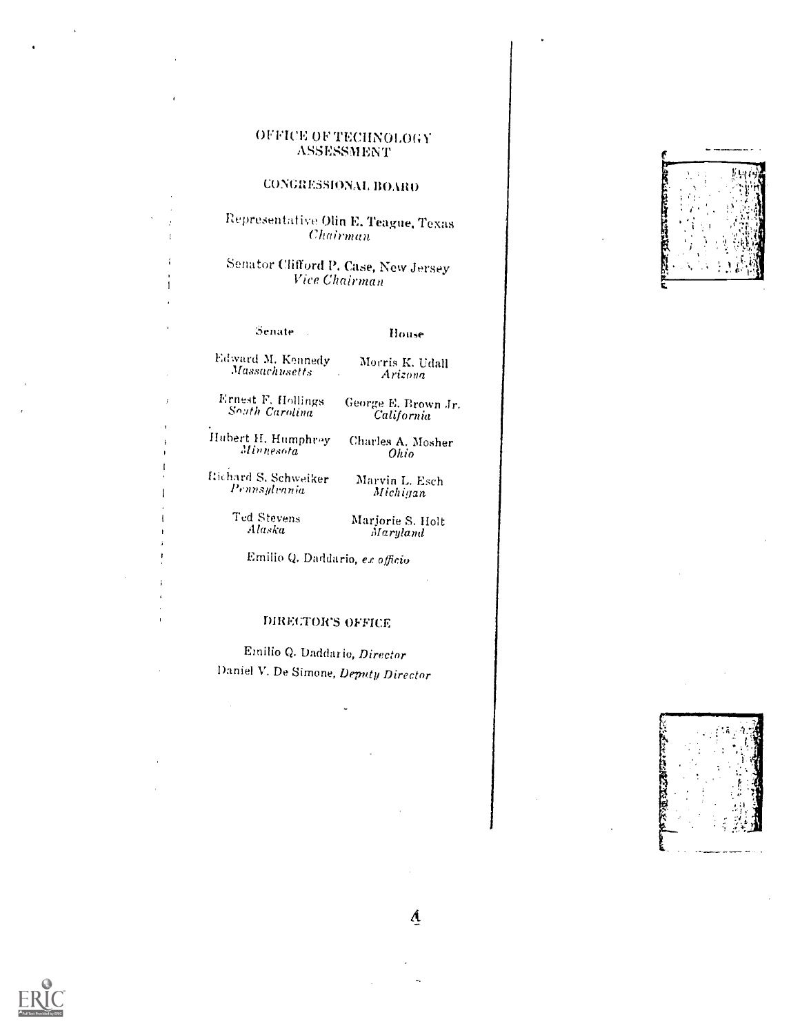# OFFICE OF TECHNOLOGY ASSESSMENT

## CONGRESSIONAL BOARD

Representative Olin E. Teague, Texas
*Chairman*

Senator Clifford P. Case, New Jersey
*Vice Chairman*

| Senate | House |
| --- | --- |
| Edward M. Kennedy<br>*Massachusetts* | Morris K. Udall<br>*Arizona* |
| Ernest F. Hollings<br>*South Carolina* | George E. Brown Jr.<br>*California* |
| Hubert H. Humphrey<br>*Minnesota* | Charles A. Mosher<br>*Ohio* |
| Richard S. Schweiker<br>*Pennsylvania* | Marvin L. Esch<br>*Michigan* |
| Ted Stevens<br>*Alaska* | Marjorie S. Holt<br>*Maryland* |

Emilio Q. Daddario, *ex officio*

## DIRECTOR'S OFFICE

Emilio Q. Daddario, *Director*
Daniel V. De Simone, *Deputy Director*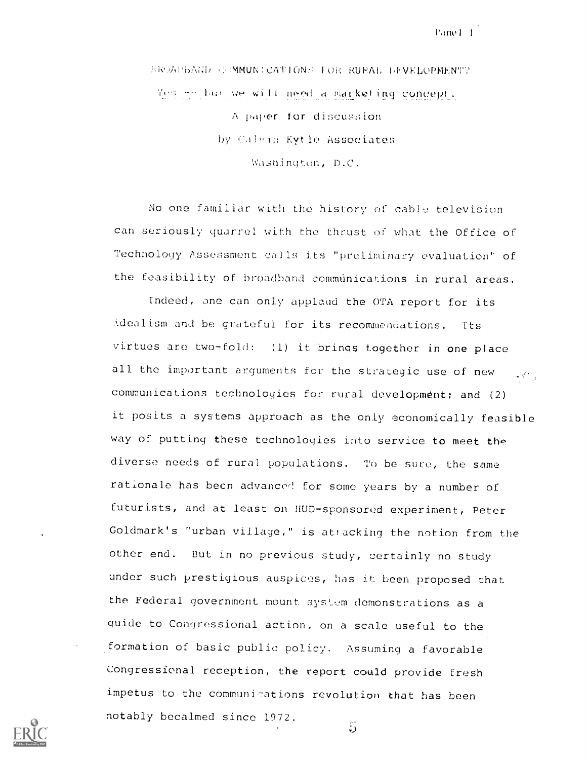# BROADBAND COMMUNICATIONS FOR RURAL DEVELOPMENT?

Yes -- but we will need a marketing concept.

A paper for discussion

by Calvin Kytle Associates

Washington, D.C.

No one familiar with the history of cable television can seriously quarrel with the thrust of what the Office of Technology Assessment calls its "preliminary evaluation" of the feasibility of broadband communications in rural areas.

Indeed, one can only applaud the OTA report for its idealism and be grateful for its recommendations. Its virtues are two-fold: (1) it brings together in one place all the important arguments for the strategic use of new communications technologies for rural development; and (2) it posits a systems approach as the only economically feasible way of putting these technologies into service to meet the diverse needs of rural populations. To be sure, the same rationale has been advanced for some years by a number of futurists, and at least on HUD-sponsored experiment, Peter Goldmark's "urban village," is attacking the notion from the other end. But in no previous study, certainly no study under such prestigious auspices, has it been proposed that the Federal government mount system demonstrations as a guide to Congressional action, on a scale useful to the formation of basic public policy. Assuming a favorable Congressional reception, the report could provide fresh impetus to the communications revolution that has been notably becalmed since 1972.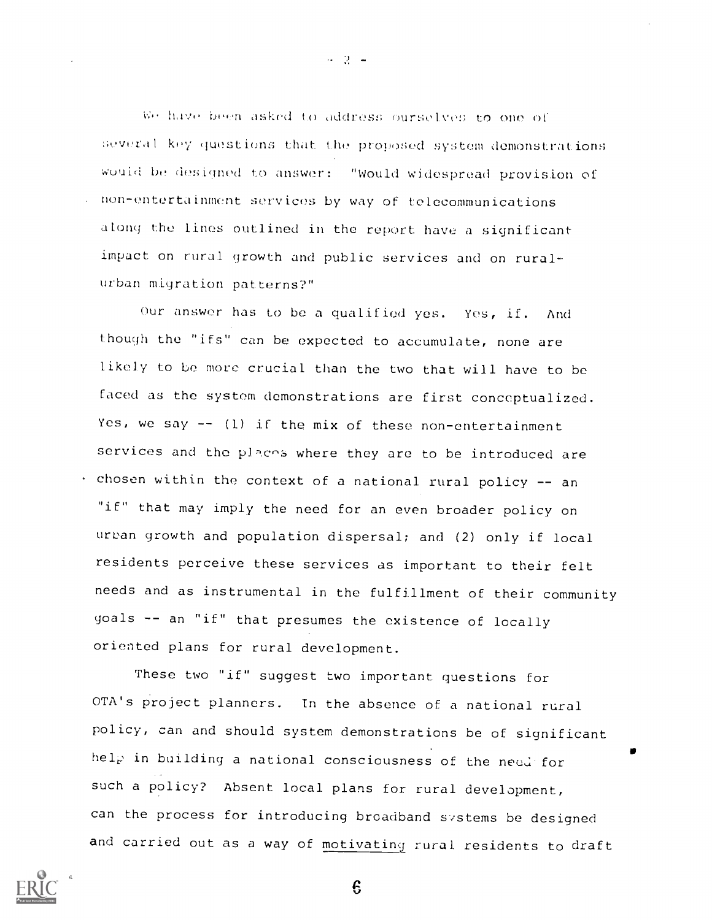We have been asked to address ourselves to one of several key questions that the proposed system demonstrations would be designed to answer: "Would widespread provision of non-entertainment services by way of telecommunications along the lines outlined in the report have a significant impact on rural growth and public services and on rural-urban migration patterns?"

Our answer has to be a qualified yes. Yes, if. And though the "ifs" can be expected to accumulate, none are likely to be more crucial than the two that will have to be faced as the system demonstrations are first conceptualized. Yes, we say -- (1) if the mix of these non-entertainment services and the places where they are to be introduced are chosen within the context of a national rural policy -- an "if" that may imply the need for an even broader policy on urban growth and population dispersal; and (2) only if local residents perceive these services as important to their felt needs and as instrumental in the fulfillment of their community goals -- an "if" that presumes the existence of locally oriented plans for rural development.

These two "if" suggest two important questions for OTA's project planners. In the absence of a national rural policy, can and should system demonstrations be of significant help in building a national consciousness of the need for such a policy? Absent local plans for rural development, can the process for introducing broadband systems be designed and carried out as a way of motivating rural residents to draft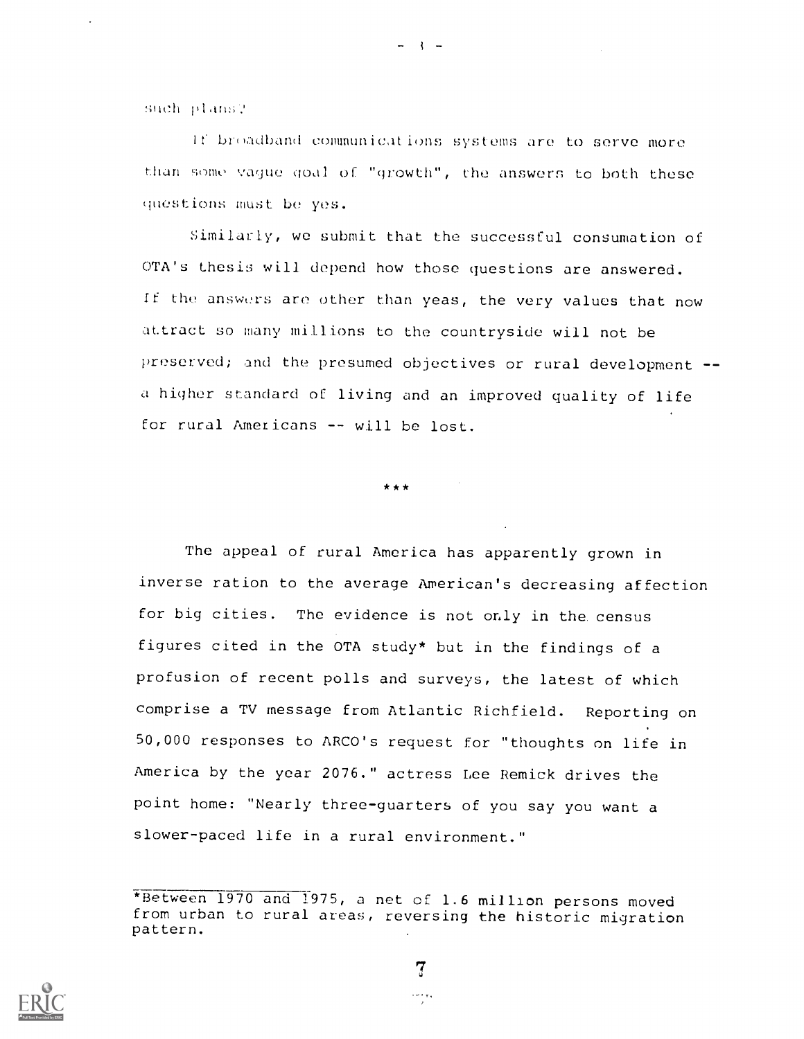such plans?

If broadband communications systems are to serve more than some vague goal of "growth", the answers to both these questions must be yes.

Similarly, we submit that the successful consumation of OTA's thesis will depend how those questions are answered. If the answers are other than yeas, the very values that now attract so many millions to the countryside will not be preserved; and the presumed objectives or rural development -- a higher standard of living and an improved quality of life for rural Americans -- will be lost.

\*\*\*

The appeal of rural America has apparently grown in inverse ration to the average American's decreasing affection for big cities. The evidence is not only in the census figures cited in the OTA study* but in the findings of a profusion of recent polls and surveys, the latest of which comprise a TV message from Atlantic Richfield. Reporting on 50,000 responses to ARCO's request for "thoughts on life in America by the year 2076." actress Lee Remick drives the point home: "Nearly three-quarters of you say you want a slower-paced life in a rural environment."

*Between 1970 and 1975, a net of 1.6 million persons moved from urban to rural areas, reversing the historic migration pattern.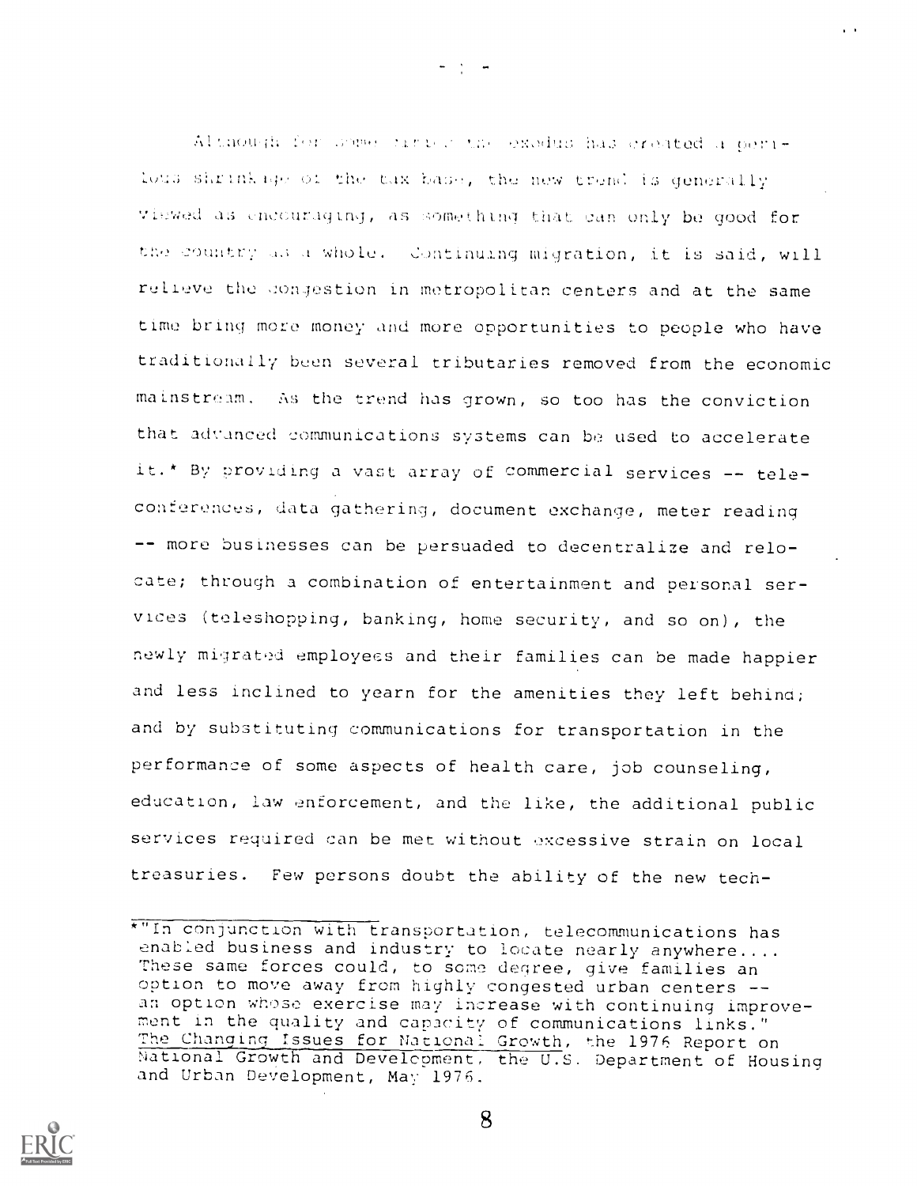Although for some areas the exodus has created a perilous shrinkage of the tax base, the new trend is generally viewed as encouraging, as something that can only be good for the country as a whole. Continuing migration, it is said, will relieve the congestion in metropolitan centers and at the same time bring more money and more opportunities to people who have traditionally been several tributaries removed from the economic mainstream. As the trend has grown, so too has the conviction that advanced communications systems can be used to accelerate it.* By providing a vast array of commercial services -- teleconferences, data gathering, document exchange, meter reading -- more businesses can be persuaded to decentralize and relocate; through a combination of entertainment and personal services (teleshopping, banking, home security, and so on), the newly migrated employees and their families can be made happier and less inclined to yearn for the amenities they left behind; and by substituting communications for transportation in the performance of some aspects of health care, job counseling, education, law enforcement, and the like, the additional public services required can be met without excessive strain on local treasuries. Few persons doubt the ability of the new tech-

---

*"In conjunction with transportation, telecommunications has enabled business and industry to locate nearly anywhere.... These same forces could, to some degree, give families an option to move away from highly congested urban centers -- an option whose exercise may increase with continuing improvement in the quality and capacity of communications links." The Changing Issues for National Growth, the 1976 Report on National Growth and Development, the U.S. Department of Housing and Urban Development, May 1976.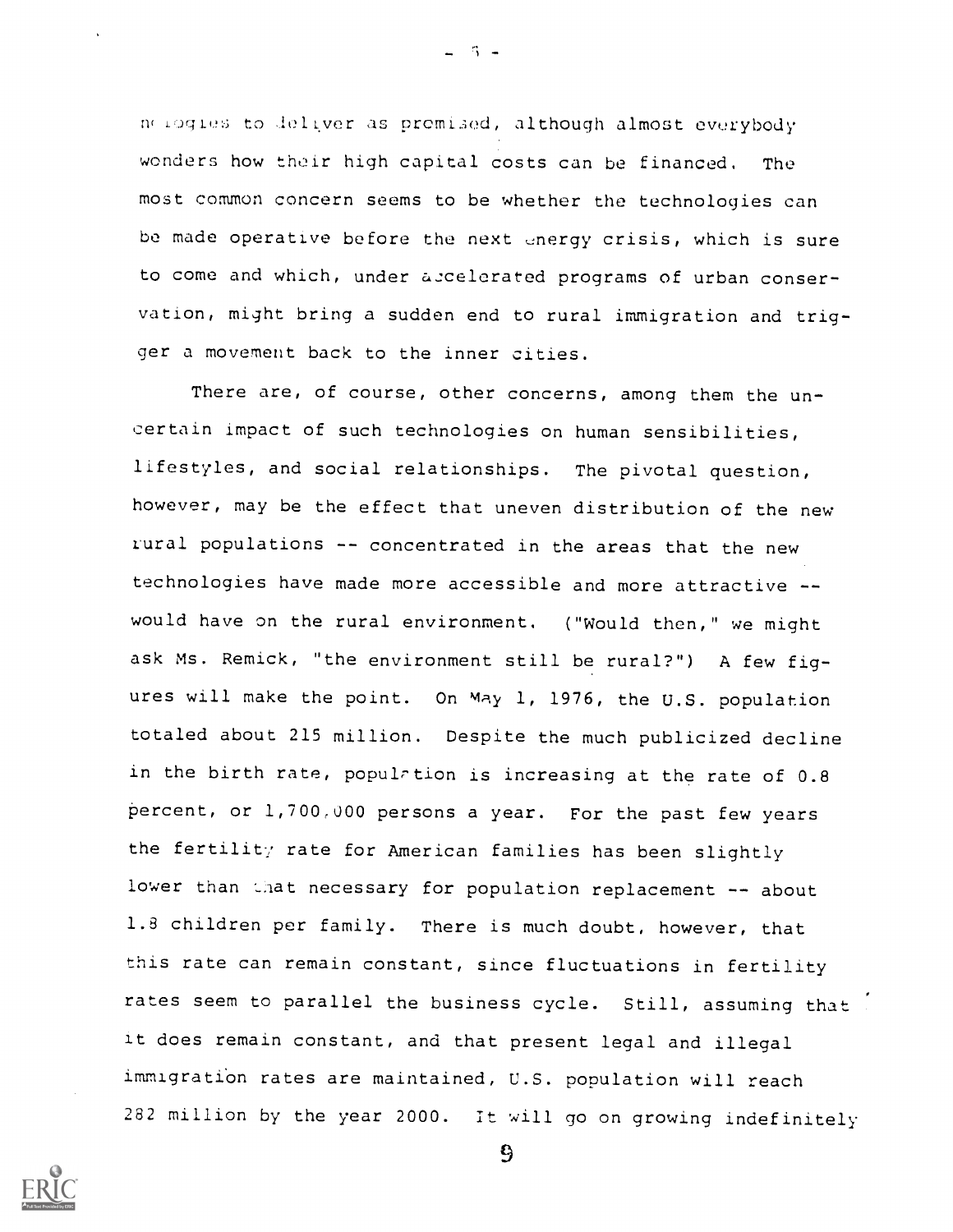nologies to deliver as promised, although almost everybody wonders how their high capital costs can be financed. The most common concern seems to be whether the technologies can be made operative before the next energy crisis, which is sure to come and which, under accelerated programs of urban conservation, might bring a sudden end to rural immigration and trigger a movement back to the inner cities.

There are, of course, other concerns, among them the uncertain impact of such technologies on human sensibilities, lifestyles, and social relationships. The pivotal question, however, may be the effect that uneven distribution of the new rural populations -- concentrated in the areas that the new technologies have made more accessible and more attractive -- would have on the rural environment. ("Would then," we might ask Ms. Remick, "the environment still be rural?") A few figures will make the point. On May 1, 1976, the U.S. population totaled about 215 million. Despite the much publicized decline in the birth rate, population is increasing at the rate of 0.8 percent, or 1,700,000 persons a year. For the past few years the fertility rate for American families has been slightly lower than that necessary for population replacement -- about 1.8 children per family. There is much doubt, however, that this rate can remain constant, since fluctuations in fertility rates seem to parallel the business cycle. Still, assuming that it does remain constant, and that present legal and illegal immigration rates are maintained, U.S. population will reach 282 million by the year 2000. It will go on growing indefinitely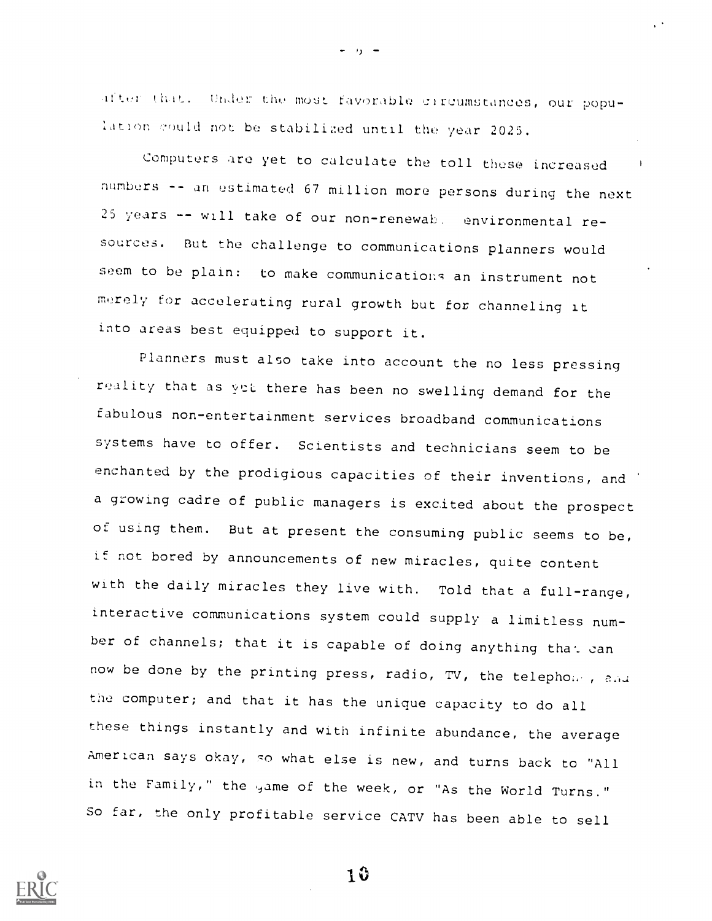after that. Under the most favorable circumstances, our population could not be stabilized until the year 2025.

Computers are yet to calculate the toll these increased numbers -- an estimated 67 million more persons during the next 25 years -- will take of our non-renewable environmental resources. But the challenge to communications planners would seem to be plain: to make communications an instrument not merely for accelerating rural growth but for channeling it into areas best equipped to support it.

Planners must also take into account the no less pressing reality that as yet there has been no swelling demand for the fabulous non-entertainment services broadband communications systems have to offer. Scientists and technicians seem to be enchanted by the prodigious capacities of their inventions, and a growing cadre of public managers is excited about the prospect of using them. But at present the consuming public seems to be, if not bored by announcements of new miracles, quite content with the daily miracles they live with. Told that a full-range, interactive communications system could supply a limitless number of channels; that it is capable of doing anything that can now be done by the printing press, radio, TV, the telephone, and the computer; and that it has the unique capacity to do all these things instantly and with infinite abundance, the average American says okay, so what else is new, and turns back to "All in the Family," the game of the week, or "As the World Turns." So far, the only profitable service CATV has been able to sell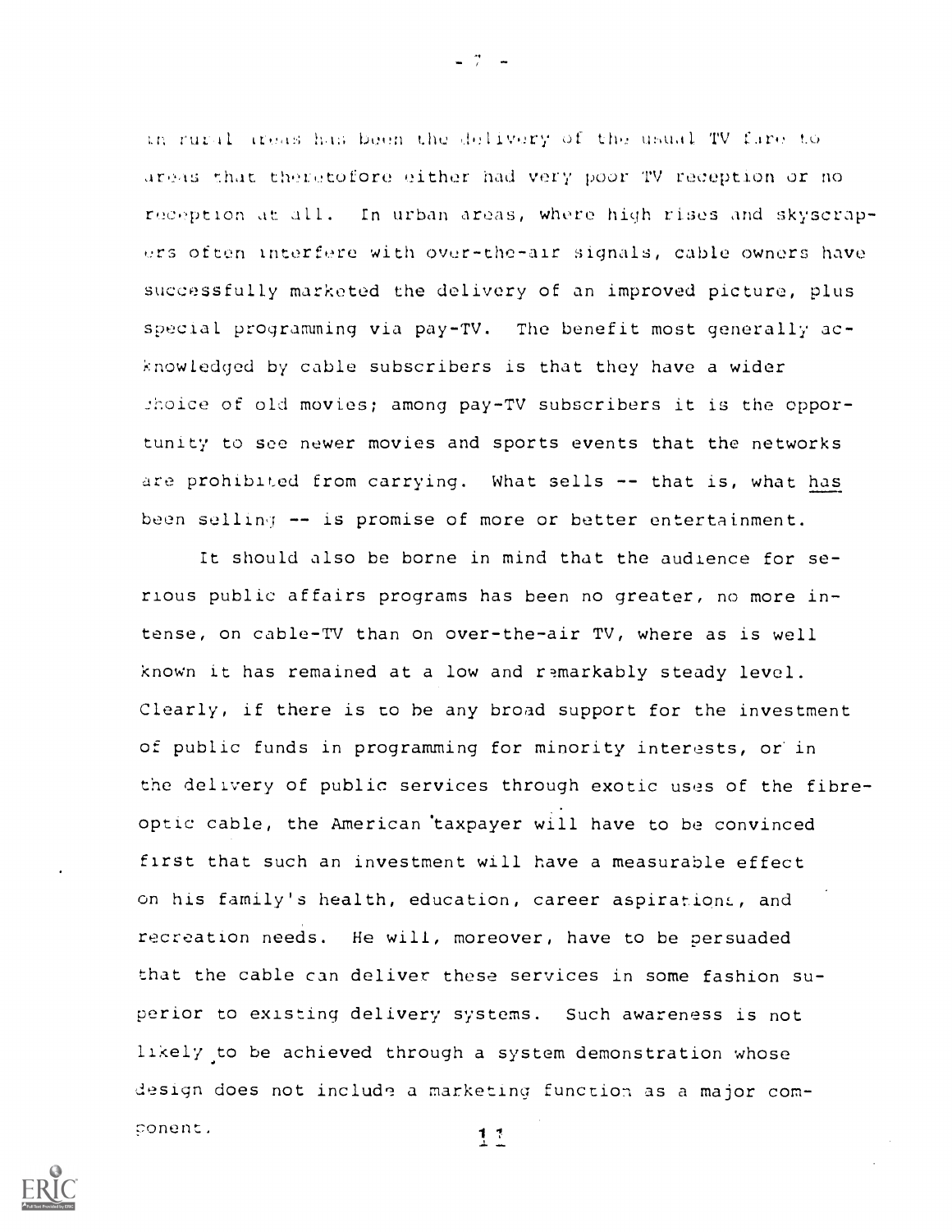in rural areas has been the delivery of the usual TV fare to areas that theretofore either had very poor TV reception or no reception at all. In urban areas, where high rises and skyscrapers often interfere with over-the-air signals, cable owners have successfully marketed the delivery of an improved picture, plus special programming via pay-TV. The benefit most generally acknowledged by cable subscribers is that they have a wider choice of old movies; among pay-TV subscribers it is the opportunity to see newer movies and sports events that the networks are prohibited from carrying. What sells -- that is, what has been selling -- is promise of more or better entertainment.

It should also be borne in mind that the audience for serious public affairs programs has been no greater, no more intense, on cable-TV than on over-the-air TV, where as is well known it has remained at a low and remarkably steady level. Clearly, if there is to be any broad support for the investment of public funds in programming for minority interests, or in the delivery of public services through exotic uses of the fibre-optic cable, the American taxpayer will have to be convinced first that such an investment will have a measurable effect on his family's health, education, career aspirations, and recreation needs. He will, moreover, have to be persuaded that the cable can deliver these services in some fashion superior to existing delivery systems. Such awareness is not likely to be achieved through a system demonstration whose design does not include a marketing function as a major component.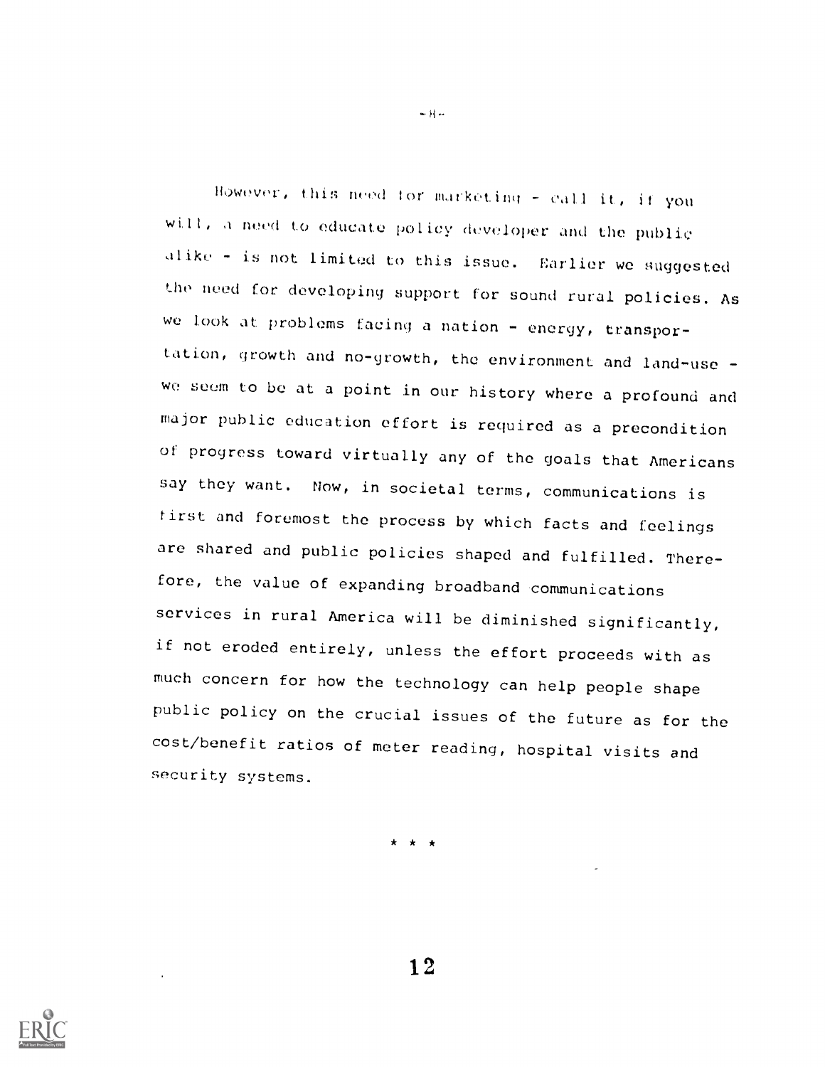However, this need for marketing - call it, if you will, a need to educate policy developer and the public alike - is not limited to this issue. Earlier we suggested the need for developing support for sound rural policies. As we look at problems facing a nation - energy, transportation, growth and no-growth, the environment and land-use - we seem to be at a point in our history where a profound and major public education effort is required as a precondition of progress toward virtually any of the goals that Americans say they want. Now, in societal terms, communications is first and foremost the process by which facts and feelings are shared and public policies shaped and fulfilled. Therefore, the value of expanding broadband communications services in rural America will be diminished significantly, if not eroded entirely, unless the effort proceeds with as much concern for how the technology can help people shape public policy on the crucial issues of the future as for the cost/benefit ratios of meter reading, hospital visits and security systems.

* * *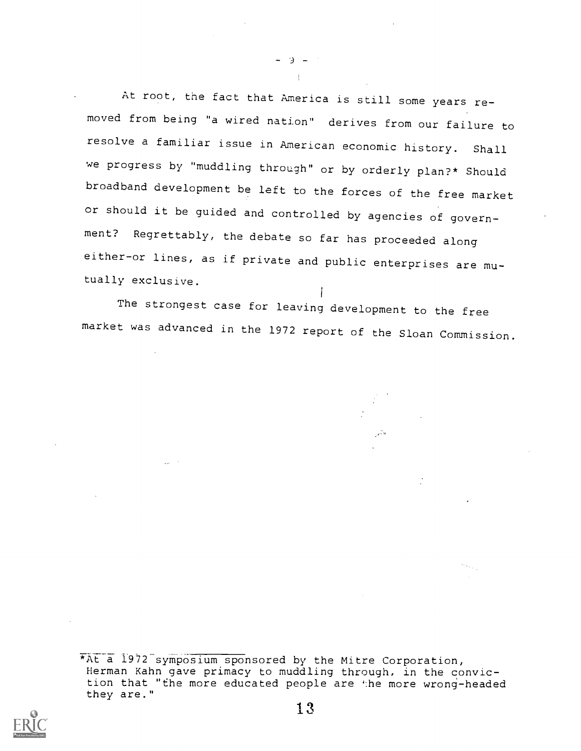At root, the fact that America is still some years removed from being "a wired nation" derives from our failure to resolve a familiar issue in American economic history. Shall we progress by "muddling through" or by orderly plan?* Should broadband development be left to the forces of the free market or should it be guided and controlled by agencies of government? Regrettably, the debate so far has proceeded along either-or lines, as if private and public enterprises are mutually exclusive.

The strongest case for leaving development to the free market was advanced in the 1972 report of the Sloan Commission.

---

*At a 1972 symposium sponsored by the Mitre Corporation, Herman Kahn gave primacy to muddling through, in the conviction that "the more educated people are the more wrong-headed they are."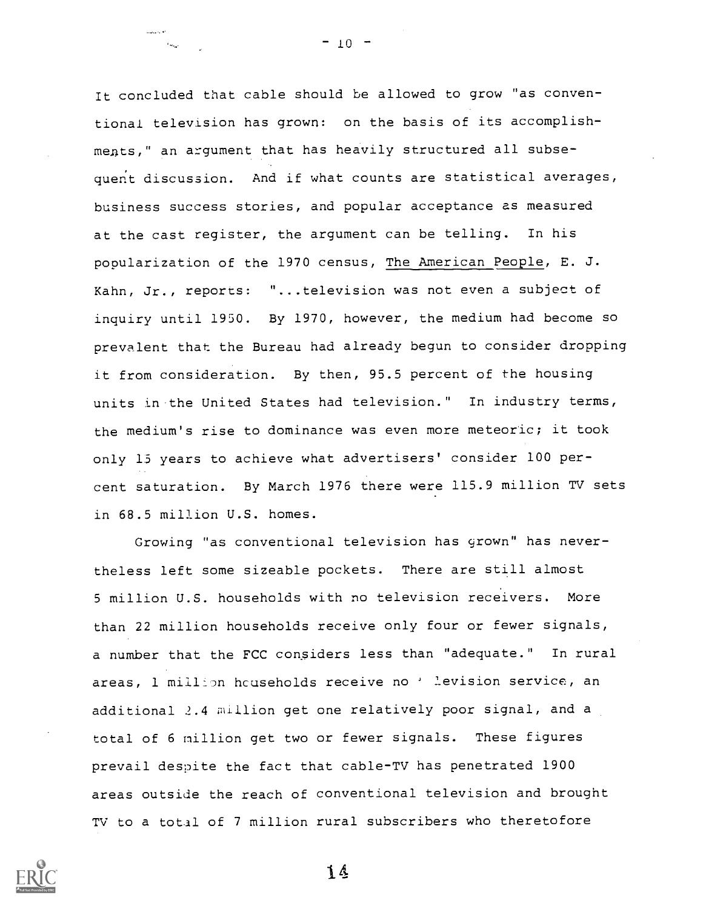It concluded that cable should be allowed to grow "as conventional television has grown: on the basis of its accomplishments," an argument that has heavily structured all subsequent discussion. And if what counts are statistical averages, business success stories, and popular acceptance as measured at the cast register, the argument can be telling. In his popularization of the 1970 census, The American People, E. J. Kahn, Jr., reports: "...television was not even a subject of inquiry until 1950. By 1970, however, the medium had become so prevalent that the Bureau had already begun to consider dropping it from consideration. By then, 95.5 percent of the housing units in the United States had television." In industry terms, the medium's rise to dominance was even more meteoric; it took only 15 years to achieve what advertisers' consider 100 percent saturation. By March 1976 there were 115.9 million TV sets in 68.5 million U.S. homes.

Growing "as conventional television has grown" has nevertheless left some sizeable pockets. There are still almost 5 million U.S. households with no television receivers. More than 22 million households receive only four or fewer signals, a number that the FCC considers less than "adequate." In rural areas, 1 million households receive no television service, an additional 2.4 million get one relatively poor signal, and a total of 6 million get two or fewer signals. These figures prevail despite the fact that cable-TV has penetrated 1900 areas outside the reach of conventional television and brought TV to a total of 7 million rural subscribers who theretofore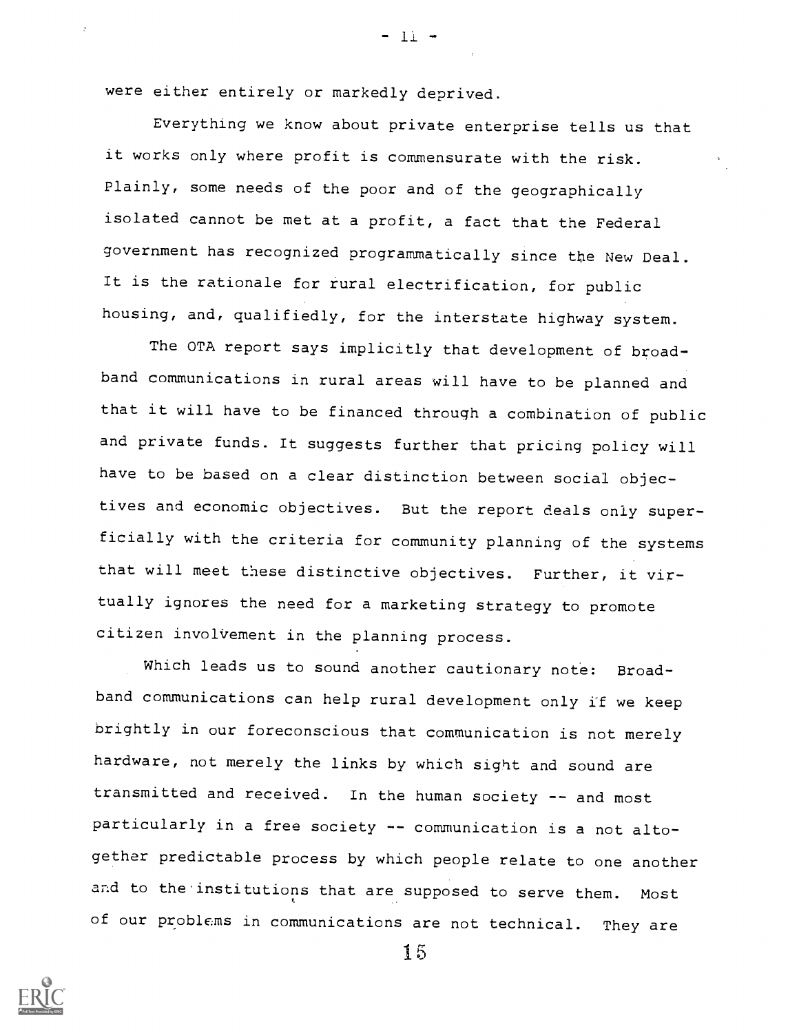were either entirely or markedly deprived.

Everything we know about private enterprise tells us that it works only where profit is commensurate with the risk. Plainly, some needs of the poor and of the geographically isolated cannot be met at a profit, a fact that the Federal government has recognized programmatically since the New Deal. It is the rationale for rural electrification, for public housing, and, qualifiedly, for the interstate highway system.

The OTA report says implicitly that development of broadband communications in rural areas will have to be planned and that it will have to be financed through a combination of public and private funds. It suggests further that pricing policy will have to be based on a clear distinction between social objectives and economic objectives. But the report deals only superficially with the criteria for community planning of the systems that will meet these distinctive objectives. Further, it virtually ignores the need for a marketing strategy to promote citizen involvement in the planning process.

Which leads us to sound another cautionary note: Broadband communications can help rural development only if we keep brightly in our foreconscious that communication is not merely hardware, not merely the links by which sight and sound are transmitted and received. In the human society -- and most particularly in a free society -- communication is a not altogether predictable process by which people relate to one another and to the institutions that are supposed to serve them. Most of our problems in communications are not technical. They are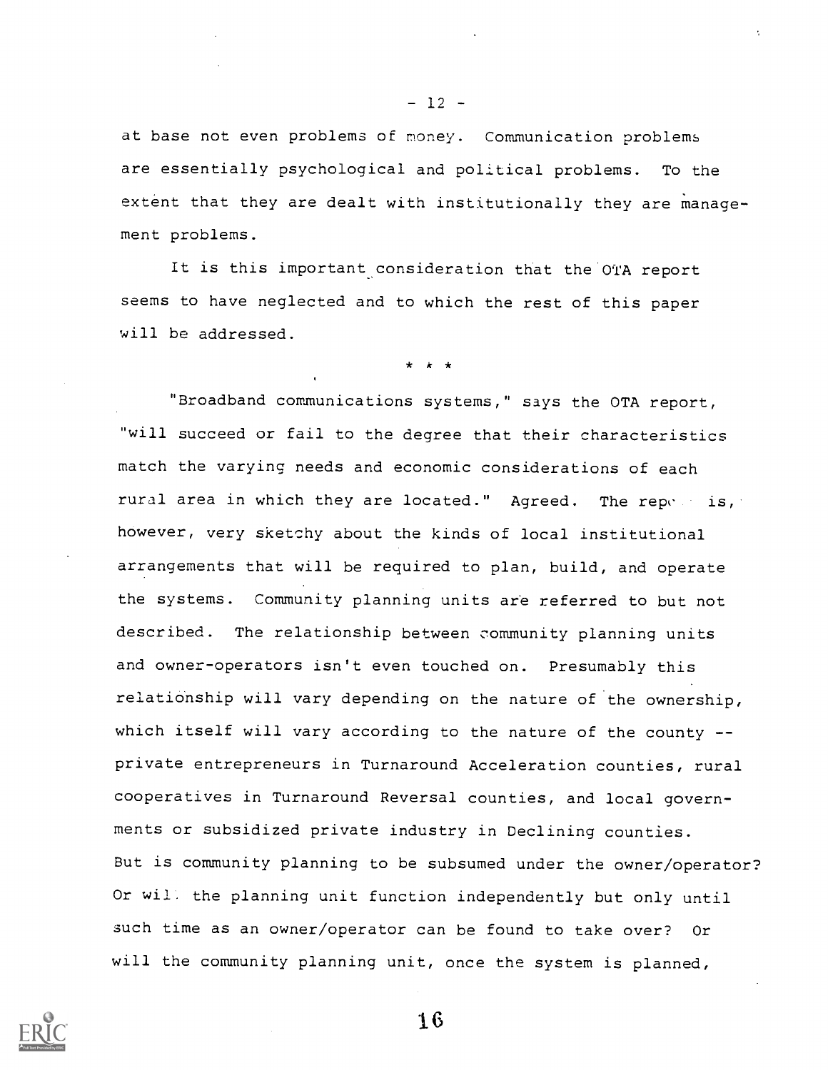at base not even problems of money. Communication problems are essentially psychological and political problems. To the extent that they are dealt with institutionally they are management problems.

It is this important consideration that the OTA report seems to have neglected and to which the rest of this paper will be addressed.

* * *

"Broadband communications systems," says the OTA report, "will succeed or fail to the degree that their characteristics match the varying needs and economic considerations of each rural area in which they are located." Agreed. The report is, however, very sketchy about the kinds of local institutional arrangements that will be required to plan, build, and operate the systems. Community planning units are referred to but not described. The relationship between community planning units and owner-operators isn't even touched on. Presumably this relationship will vary depending on the nature of the ownership, which itself will vary according to the nature of the county -- private entrepreneurs in Turnaround Acceleration counties, rural cooperatives in Turnaround Reversal counties, and local governments or subsidized private industry in Declining counties. But is community planning to be subsumed under the owner/operator? Or will the planning unit function independently but only until such time as an owner/operator can be found to take over? Or will the community planning unit, once the system is planned,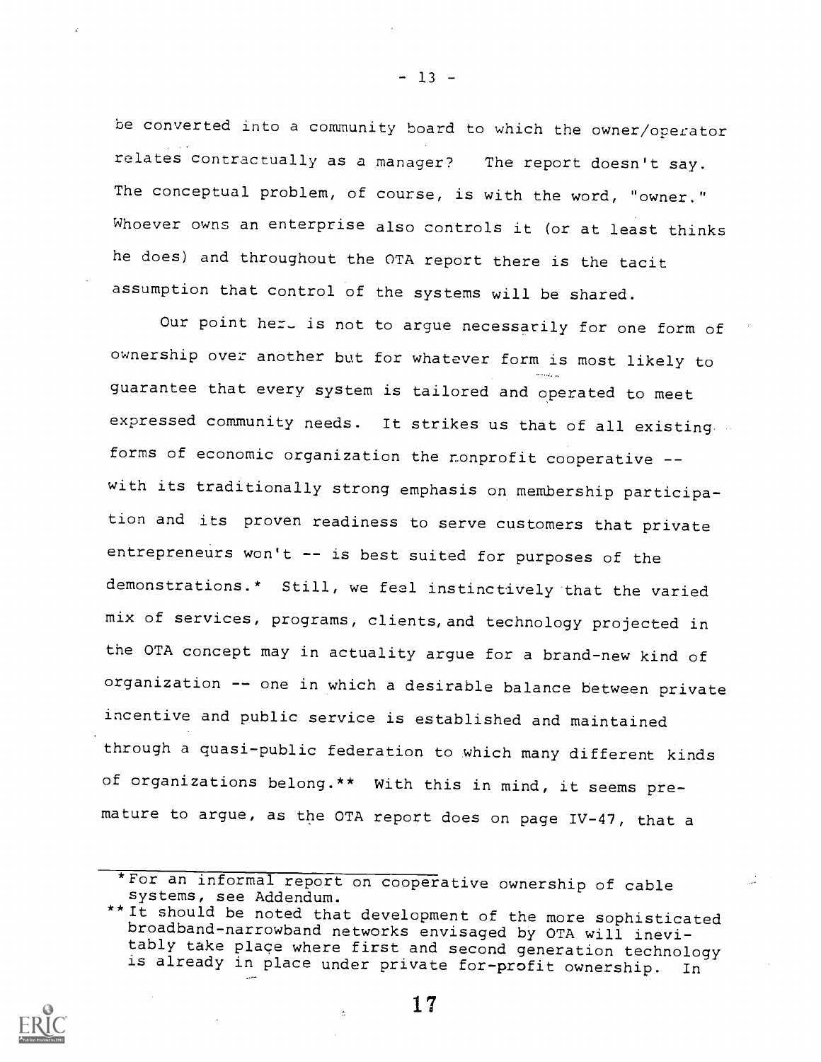be converted into a community board to which the owner/operator relates contractually as a manager? The report doesn't say. The conceptual problem, of course, is with the word, "owner." Whoever owns an enterprise also controls it (or at least thinks he does) and throughout the OTA report there is the tacit assumption that control of the systems will be shared.

Our point here is not to argue necessarily for one form of ownership over another but for whatever form is most likely to guarantee that every system is tailored and operated to meet expressed community needs. It strikes us that of all existing forms of economic organization the nonprofit cooperative -- with its traditionally strong emphasis on membership participation and its proven readiness to serve customers that private entrepreneurs won't -- is best suited for purposes of the demonstrations.* Still, we feel instinctively that the varied mix of services, programs, clients, and technology projected in the OTA concept may in actuality argue for a brand-new kind of organization -- one in which a desirable balance between private incentive and public service is established and maintained through a quasi-public federation to which many different kinds of organizations belong.** With this in mind, it seems premature to argue, as the OTA report does on page IV-47, that a

---

*For an informal report on cooperative ownership of cable systems, see Addendum.

**It should be noted that development of the more sophisticated broadband-narrowband networks envisaged by OTA will inevitably take place where first and second generation technology is already in place under private for-profit ownership. In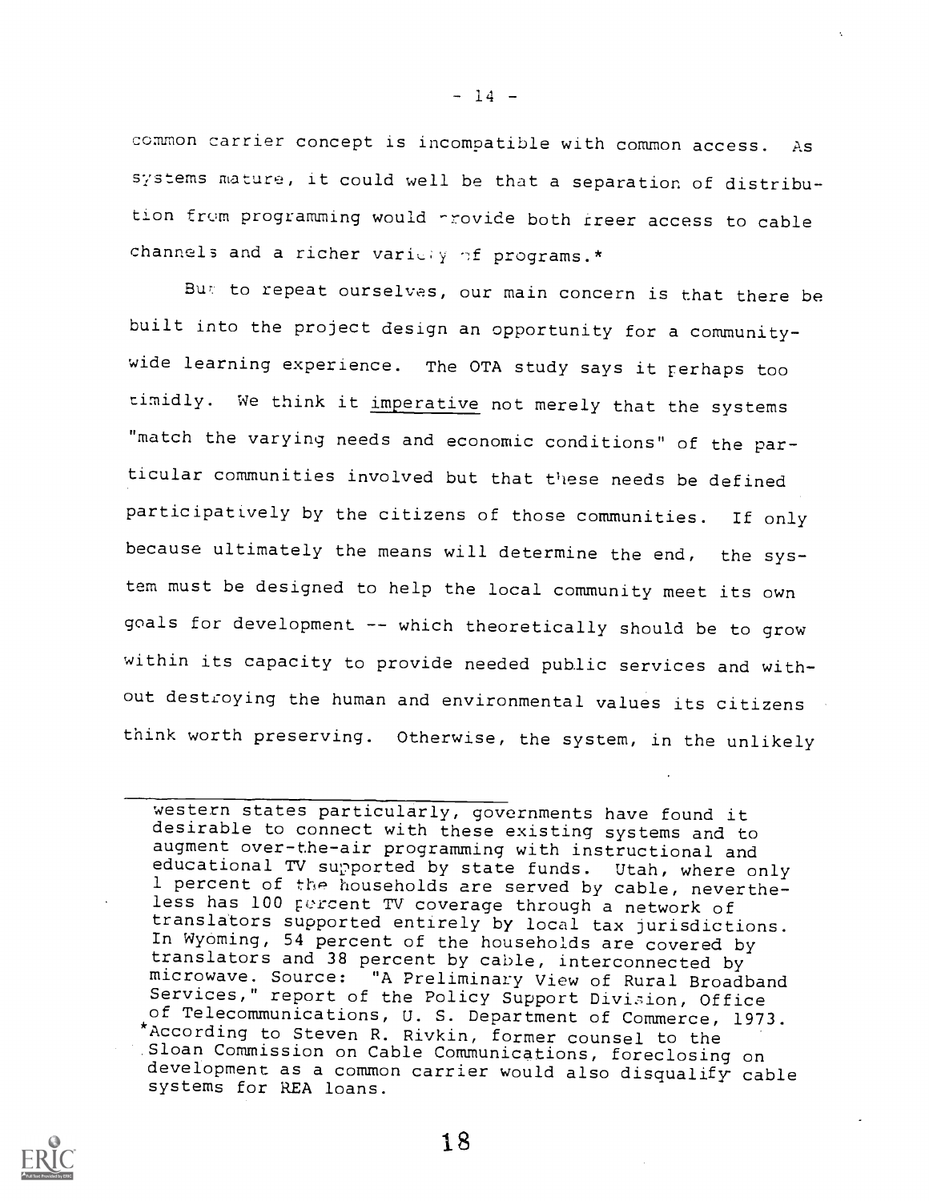common carrier concept is incompatible with common access. As systems mature, it could well be that a separation of distribution from programming would provide both freer access to cable channels and a richer variety of programs.*

But to repeat ourselves, our main concern is that there be built into the project design an opportunity for a community-wide learning experience. The OTA study says it perhaps too timidly. We think it imperative not merely that the systems "match the varying needs and economic conditions" of the particular communities involved but that these needs be defined participatively by the citizens of those communities. If only because ultimately the means will determine the end, the system must be designed to help the local community meet its own goals for development -- which theoretically should be to grow within its capacity to provide needed public services and without destroying the human and environmental values its citizens think worth preserving. Otherwise, the system, in the unlikely

---

western states particularly, governments have found it desirable to connect with these existing systems and to augment over-the-air programming with instructional and educational TV supported by state funds. Utah, where only 1 percent of the households are served by cable, nevertheless has 100 percent TV coverage through a network of translators supported entirely by local tax jurisdictions. In Wyoming, 54 percent of the households are covered by translators and 38 percent by cable, interconnected by microwave. Source: "A Preliminary View of Rural Broadband Services," report of the Policy Support Division, Office of Telecommunications, U. S. Department of Commerce, 1973.

*According to Steven R. Rivkin, former counsel to the Sloan Commission on Cable Communications, foreclosing on development as a common carrier would also disqualify cable systems for REA loans.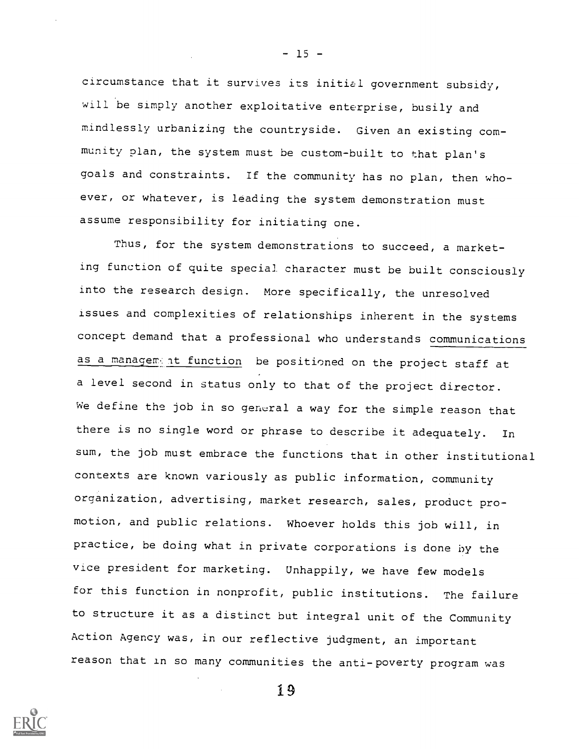circumstance that it survives its initial government subsidy, will be simply another exploitative enterprise, busily and mindlessly urbanizing the countryside. Given an existing community plan, the system must be custom-built to that plan's goals and constraints. If the community has no plan, then whoever, or whatever, is leading the system demonstration must assume responsibility for initiating one.

Thus, for the system demonstrations to succeed, a marketing function of quite special character must be built consciously into the research design. More specifically, the unresolved issues and complexities of relationships inherent in the systems concept demand that a professional who understands communications as a management function be positioned on the project staff at a level second in status only to that of the project director. We define the job in so general a way for the simple reason that there is no single word or phrase to describe it adequately. In sum, the job must embrace the functions that in other institutional contexts are known variously as public information, community organization, advertising, market research, sales, product promotion, and public relations. Whoever holds this job will, in practice, be doing what in private corporations is done by the vice president for marketing. Unhappily, we have few models for this function in nonprofit, public institutions. The failure to structure it as a distinct but integral unit of the Community Action Agency was, in our reflective judgment, an important reason that in so many communities the anti-poverty program was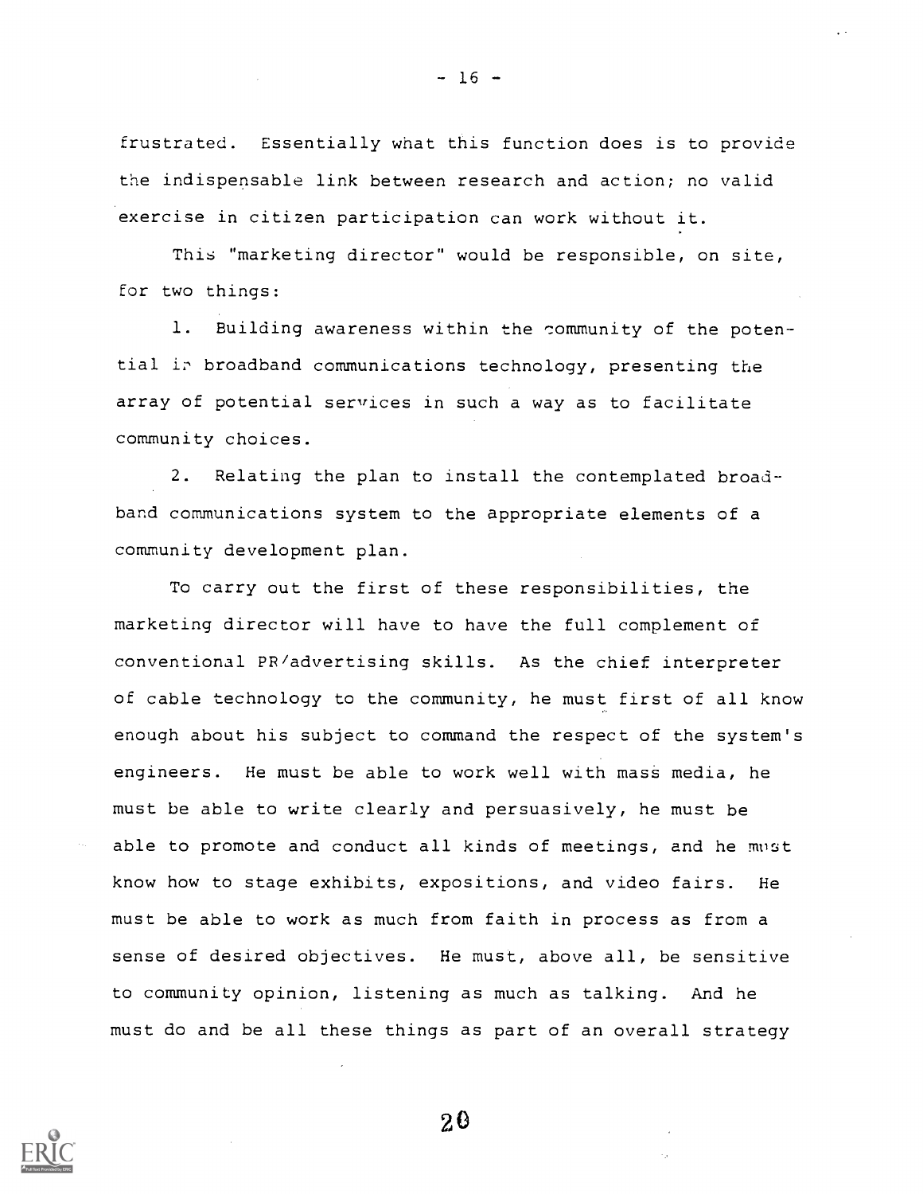frustrated. Essentially what this function does is to provide the indispensable link between research and action; no valid exercise in citizen participation can work without it.

This "marketing director" would be responsible, on site, for two things:

1. Building awareness within the community of the potential in broadband communications technology, presenting the array of potential services in such a way as to facilitate community choices.

2. Relating the plan to install the contemplated broadband communications system to the appropriate elements of a community development plan.

To carry out the first of these responsibilities, the marketing director will have to have the full complement of conventional PR/advertising skills. As the chief interpreter of cable technology to the community, he must first of all know enough about his subject to command the respect of the system's engineers. He must be able to work well with mass media, he must be able to write clearly and persuasively, he must be able to promote and conduct all kinds of meetings, and he must know how to stage exhibits, expositions, and video fairs. He must be able to work as much from faith in process as from a sense of desired objectives. He must, above all, be sensitive to community opinion, listening as much as talking. And he must do and be all these things as part of an overall strategy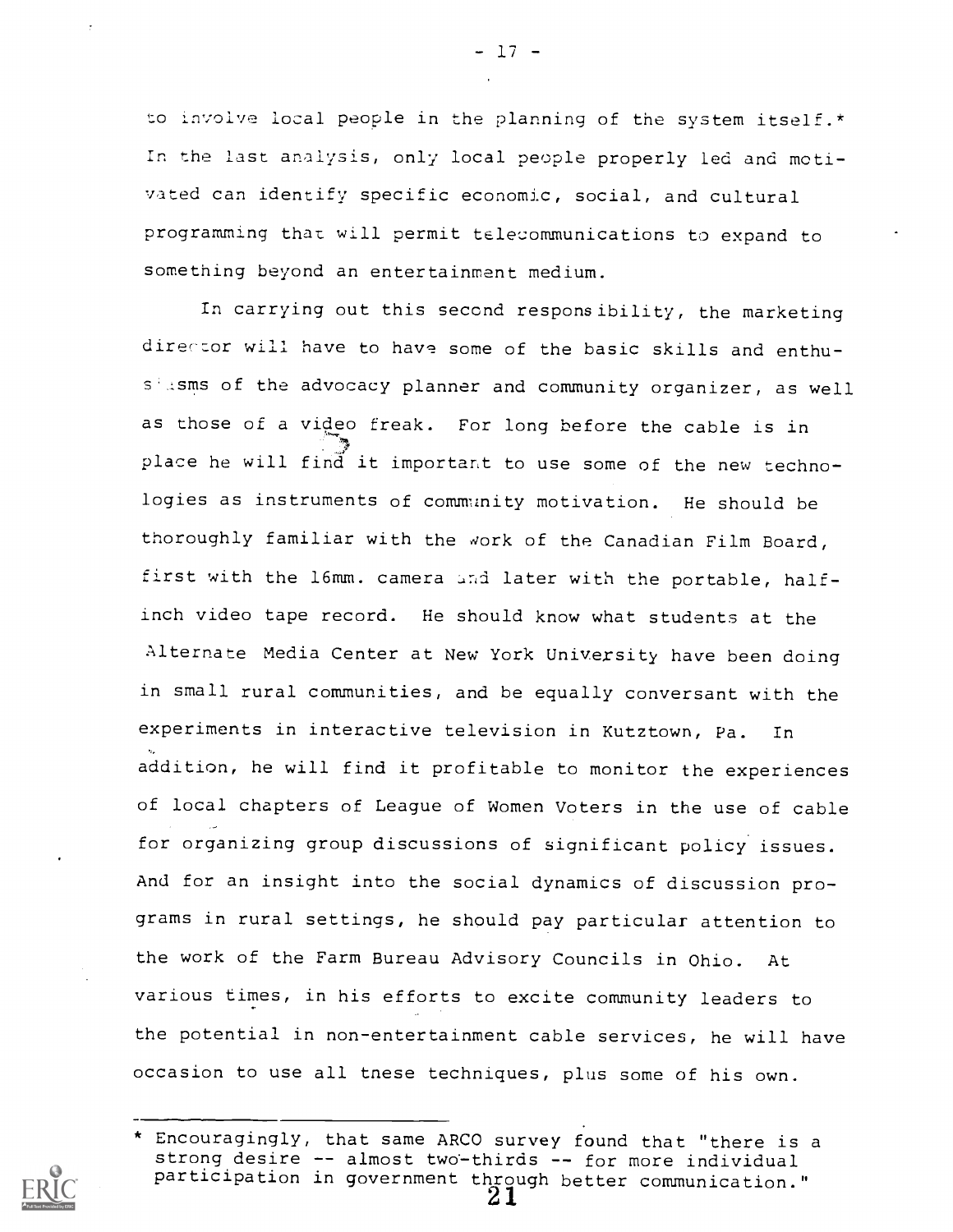to involve local people in the planning of the system itself.* In the last analysis, only local people properly led and motivated can identify specific economic, social, and cultural programming that will permit telecommunications to expand to something beyond an entertainment medium.

In carrying out this second responsibility, the marketing director will have to have some of the basic skills and enthusiasms of the advocacy planner and community organizer, as well as those of a video freak. For long before the cable is in place he will find it important to use some of the new technologies as instruments of community motivation. He should be thoroughly familiar with the work of the Canadian Film Board, first with the 16mm. camera and later with the portable, half-inch video tape record. He should know what students at the Alternate Media Center at New York University have been doing in small rural communities, and be equally conversant with the experiments in interactive television in Kutztown, Pa. In addition, he will find it profitable to monitor the experiences of local chapters of League of Women Voters in the use of cable for organizing group discussions of significant policy issues. And for an insight into the social dynamics of discussion programs in rural settings, he should pay particular attention to the work of the Farm Bureau Advisory Councils in Ohio. At various times, in his efforts to excite community leaders to the potential in non-entertainment cable services, he will have occasion to use all these techniques, plus some of his own.

---

* Encouragingly, that same ARCO survey found that "there is a strong desire -- almost two-thirds -- for more individual participation in government through better communication."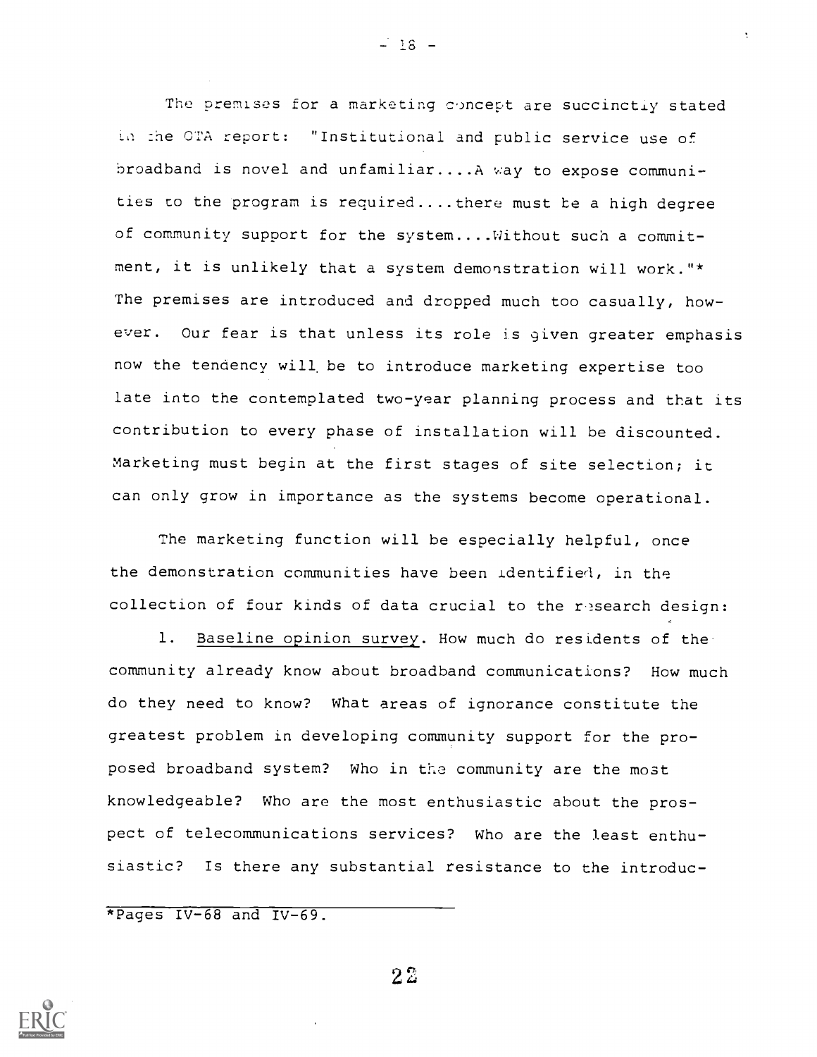The premises for a marketing concept are succinctly stated in the OTA report: "Institutional and public service use of broadband is novel and unfamiliar....A way to expose communities to the program is required....there must be a high degree of community support for the system....Without such a commitment, it is unlikely that a system demonstration will work."* The premises are introduced and dropped much too casually, however. Our fear is that unless its role is given greater emphasis now the tendency will be to introduce marketing expertise too late into the contemplated two-year planning process and that its contribution to every phase of installation will be discounted. Marketing must begin at the first stages of site selection; it can only grow in importance as the systems become operational.

The marketing function will be especially helpful, once the demonstration communities have been identified, in the collection of four kinds of data crucial to the research design:

1. Baseline opinion survey. How much do residents of the community already know about broadband communications? How much do they need to know? What areas of ignorance constitute the greatest problem in developing community support for the proposed broadband system? Who in the community are the most knowledgeable? Who are the most enthusiastic about the prospect of telecommunications services? Who are the least enthusiastic? Is there any substantial resistance to the introduc-

---

*Pages IV-68 and IV-69.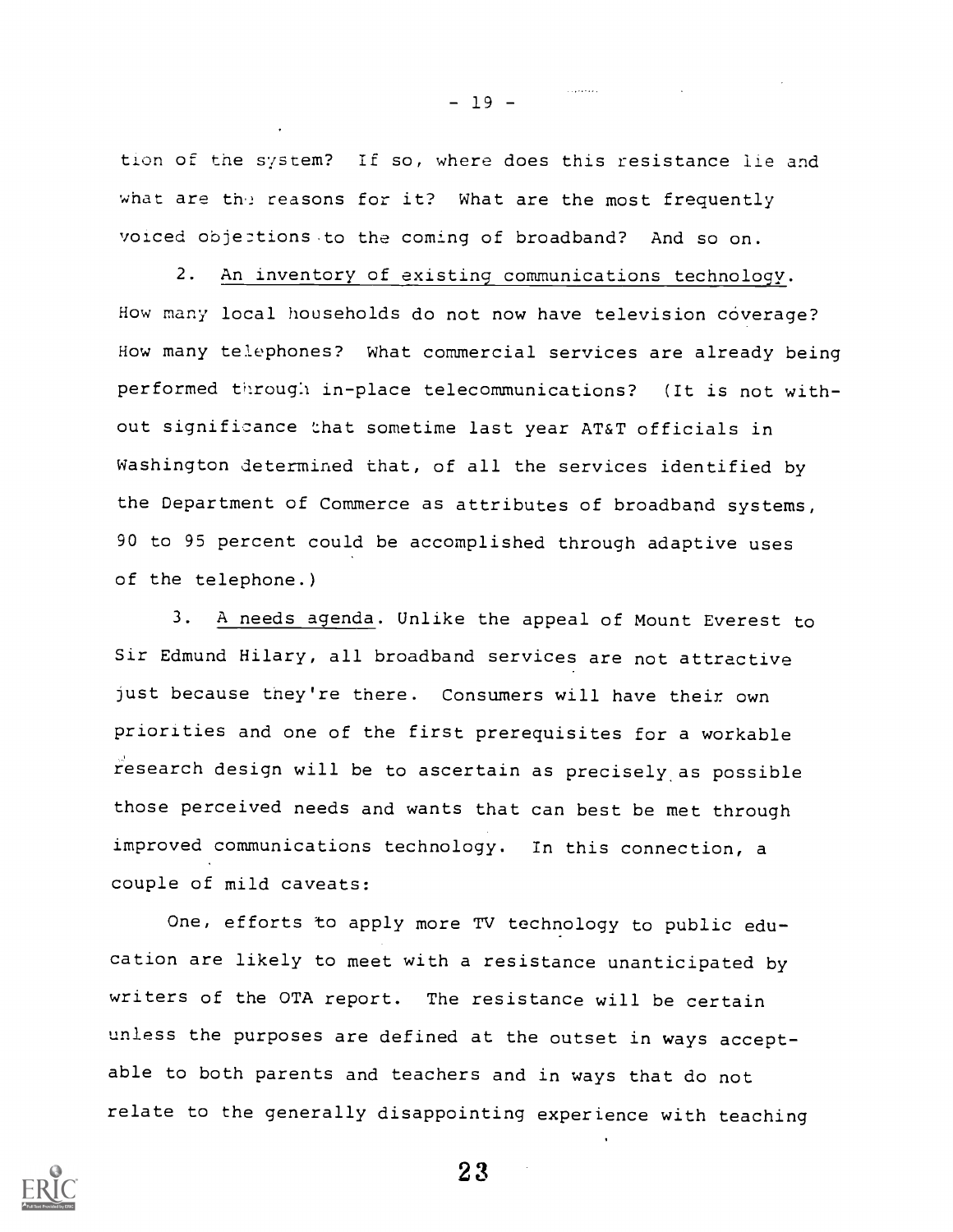tion of the system? If so, where does this resistance lie and what are the reasons for it? What are the most frequently voiced objections to the coming of broadband? And so on.

2. An inventory of existing communications technology. How many local households do not now have television coverage? How many telephones? What commercial services are already being performed through in-place telecommunications? (It is not without significance that sometime last year AT&T officials in Washington determined that, of all the services identified by the Department of Commerce as attributes of broadband systems, 90 to 95 percent could be accomplished through adaptive uses of the telephone.)

3. A needs agenda. Unlike the appeal of Mount Everest to Sir Edmund Hilary, all broadband services are not attractive just because they're there. Consumers will have their own priorities and one of the first prerequisites for a workable research design will be to ascertain as precisely as possible those perceived needs and wants that can best be met through improved communications technology. In this connection, a couple of mild caveats:

One, efforts to apply more TV technology to public education are likely to meet with a resistance unanticipated by writers of the OTA report. The resistance will be certain unless the purposes are defined at the outset in ways acceptable to both parents and teachers and in ways that do not relate to the generally disappointing experience with teaching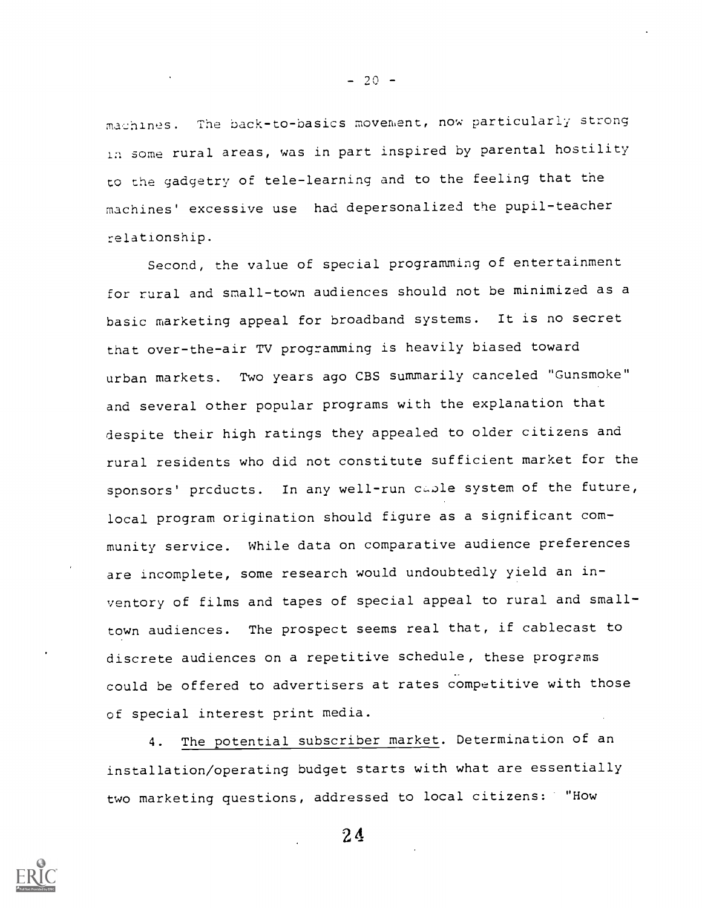machines. The back-to-basics movement, now particularly strong in some rural areas, was in part inspired by parental hostility to the gadgetry of tele-learning and to the feeling that the machines' excessive use had depersonalized the pupil-teacher relationship.

Second, the value of special programming of entertainment for rural and small-town audiences should not be minimized as a basic marketing appeal for broadband systems. It is no secret that over-the-air TV programming is heavily biased toward urban markets. Two years ago CBS summarily canceled "Gunsmoke" and several other popular programs with the explanation that despite their high ratings they appealed to older citizens and rural residents who did not constitute sufficient market for the sponsors' products. In any well-run cable system of the future, local program origination should figure as a significant community service. While data on comparative audience preferences are incomplete, some research would undoubtedly yield an inventory of films and tapes of special appeal to rural and small-town audiences. The prospect seems real that, if cablecast to discrete audiences on a repetitive schedule, these programs could be offered to advertisers at rates competitive with those of special interest print media.

4. <u>The potential subscriber market</u>. Determination of an installation/operating budget starts with what are essentially two marketing questions, addressed to local citizens: "How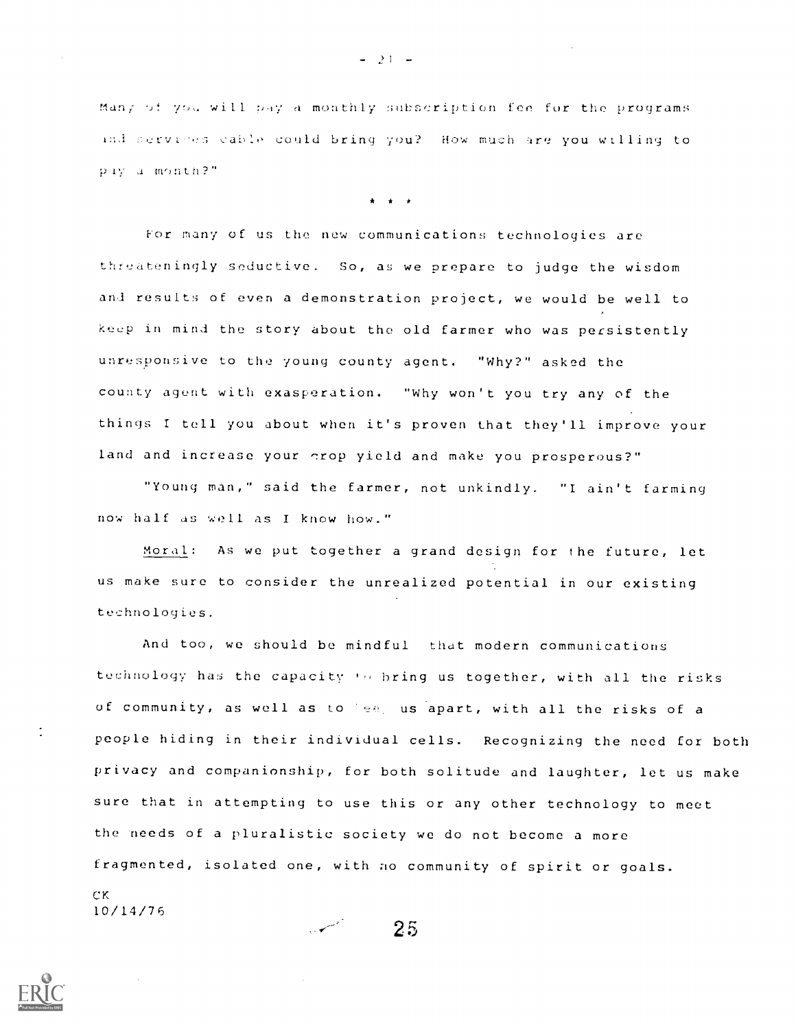Many of you will pay a monthly subscription fee for the programs and services cable could bring you? How much are you willing to pay a month?"

\* \* \*

For many of us the new communications technologies are threateningly seductive. So, as we prepare to judge the wisdom and results of even a demonstration project, we would be well to keep in mind the story about the old farmer who was persistently unresponsive to the young county agent. "Why?" asked the county agent with exasperation. "Why won't you try any of the things I tell you about when it's proven that they'll improve your land and increase your crop yield and make you prosperous?"

"Young man," said the farmer, not unkindly. "I ain't farming now half as well as I know how."

Moral: As we put together a grand design for the future, let us make sure to consider the unrealized potential in our existing technologies.

And too, we should be mindful that modern communications technology has the capacity to bring us together, with all the risks of community, as well as to keep us apart, with all the risks of a people hiding in their individual cells. Recognizing the need for both privacy and companionship, for both solitude and laughter, let us make sure that in attempting to use this or any other technology to meet the needs of a pluralistic society we do not become a more fragmented, isolated one, with no community of spirit or goals.

CK
10/14/76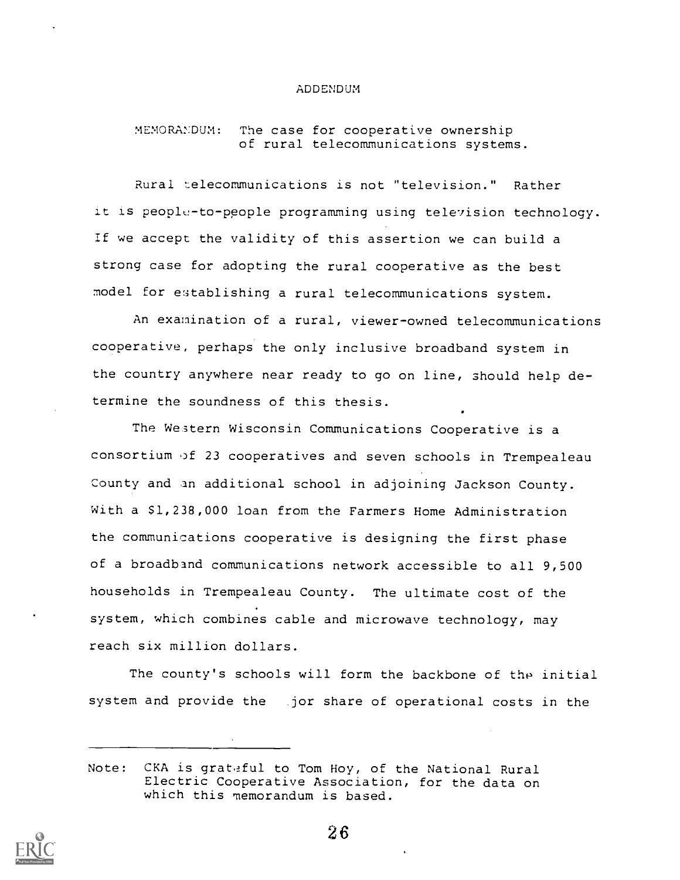# ADDENDUM

MEMORANDUM: The case for cooperative ownership of rural telecommunications systems.

Rural telecommunications is not "television." Rather it is people-to-people programming using television technology. If we accept the validity of this assertion we can build a strong case for adopting the rural cooperative as the best model for establishing a rural telecommunications system.

An examination of a rural, viewer-owned telecommunications cooperative, perhaps the only inclusive broadband system in the country anywhere near ready to go on line, should help determine the soundness of this thesis.

The Western Wisconsin Communications Cooperative is a consortium of 23 cooperatives and seven schools in Trempealeau County and an additional school in adjoining Jackson County. With a $1,238,000 loan from the Farmers Home Administration the communications cooperative is designing the first phase of a broadband communications network accessible to all 9,500 households in Trempealeau County. The ultimate cost of the system, which combines cable and microwave technology, may reach six million dollars.

The county's schools will form the backbone of the initial system and provide the jor share of operational costs in the

---

Note: CKA is grateful to Tom Hoy, of the National Rural Electric Cooperative Association, for the data on which this memorandum is based.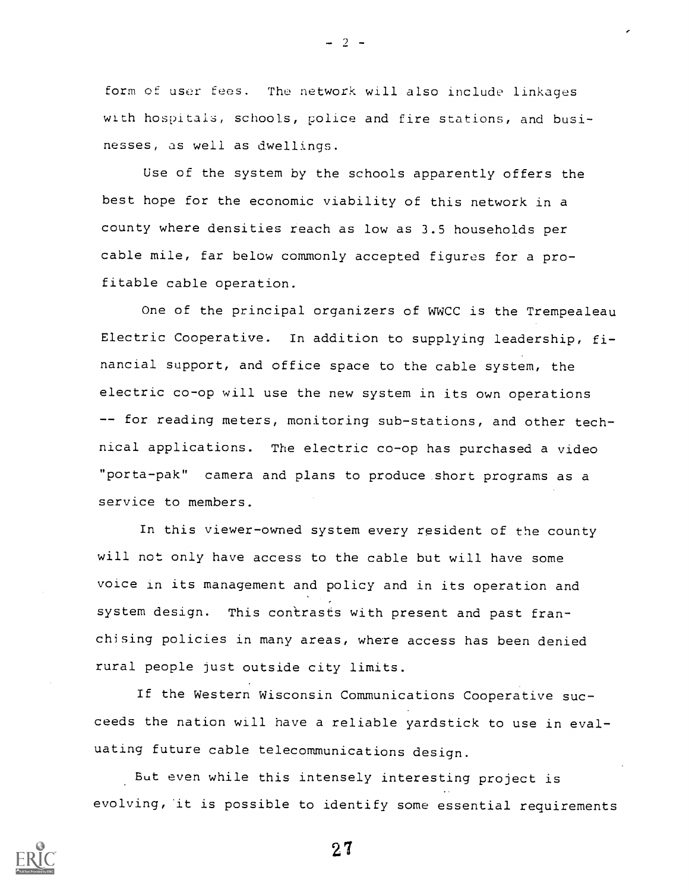form of user fees. The network will also include linkages with hospitals, schools, police and fire stations, and businesses, as well as dwellings.

Use of the system by the schools apparently offers the best hope for the economic viability of this network in a county where densities reach as low as 3.5 households per cable mile, far below commonly accepted figures for a profitable cable operation.

One of the principal organizers of WWCC is the Trempealeau Electric Cooperative. In addition to supplying leadership, financial support, and office space to the cable system, the electric co-op will use the new system in its own operations -- for reading meters, monitoring sub-stations, and other technical applications. The electric co-op has purchased a video "porta-pak" camera and plans to produce short programs as a service to members.

In this viewer-owned system every resident of the county will not only have access to the cable but will have some voice in its management and policy and in its operation and system design. This contrasts with present and past franchising policies in many areas, where access has been denied rural people just outside city limits.

If the Western Wisconsin Communications Cooperative succeeds the nation will have a reliable yardstick to use in evaluating future cable telecommunications design.

But even while this intensely interesting project is evolving, it is possible to identify some essential requirements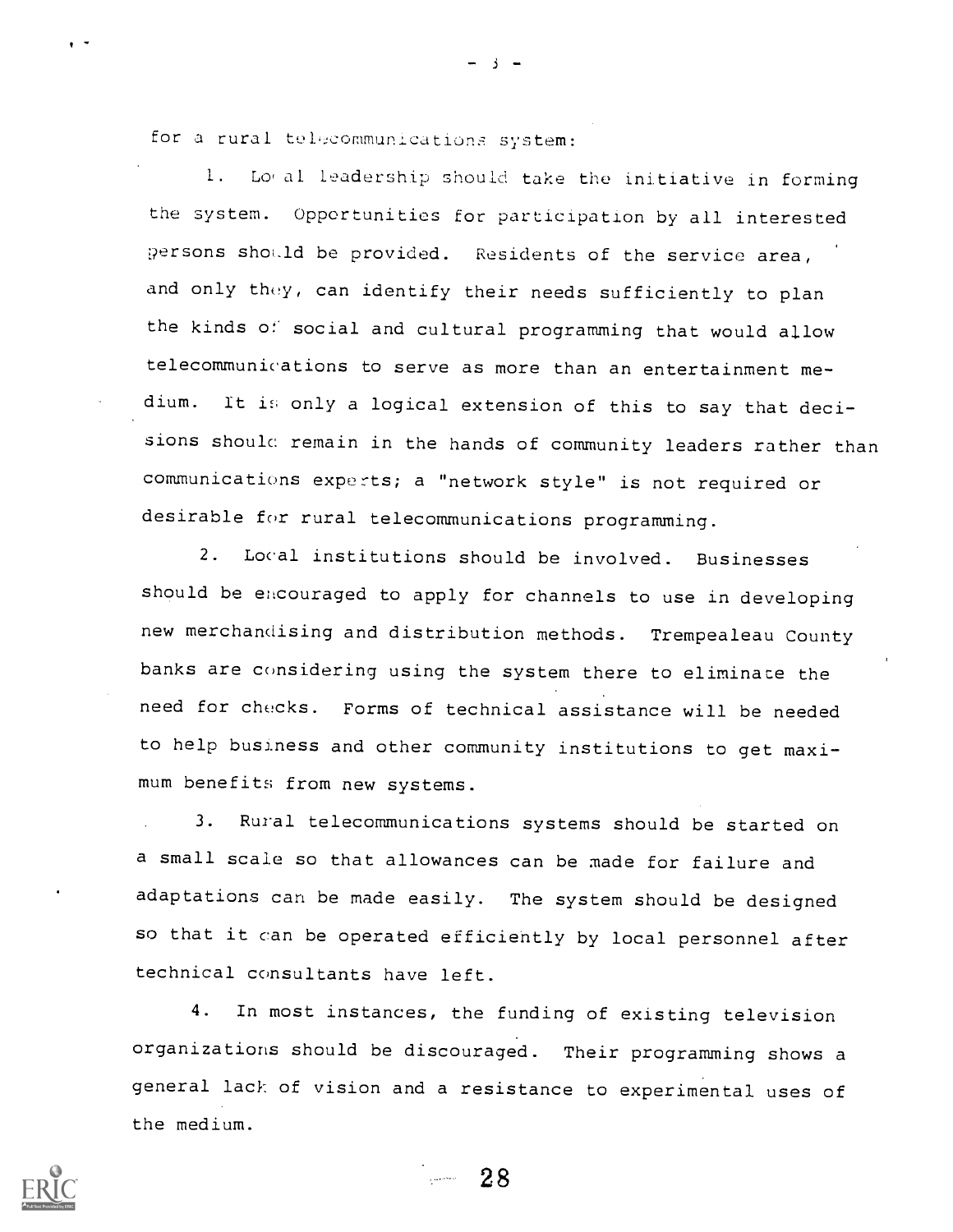for a rural telecommunications system:

1. Local leadership should take the initiative in forming the system. Opportunities for participation by all interested persons should be provided. Residents of the service area, and only they, can identify their needs sufficiently to plan the kinds of social and cultural programming that would allow telecommunications to serve as more than an entertainment medium. It is only a logical extension of this to say that decisions should remain in the hands of community leaders rather than communications experts; a "network style" is not required or desirable for rural telecommunications programming.

2. Local institutions should be involved. Businesses should be encouraged to apply for channels to use in developing new merchandising and distribution methods. Trempealeau County banks are considering using the system there to eliminate the need for checks. Forms of technical assistance will be needed to help business and other community institutions to get maximum benefits from new systems.

3. Rural telecommunications systems should be started on a small scale so that allowances can be made for failure and adaptations can be made easily. The system should be designed so that it can be operated efficiently by local personnel after technical consultants have left.

4. In most instances, the funding of existing television organizations should be discouraged. Their programming shows a general lack of vision and a resistance to experimental uses of the medium.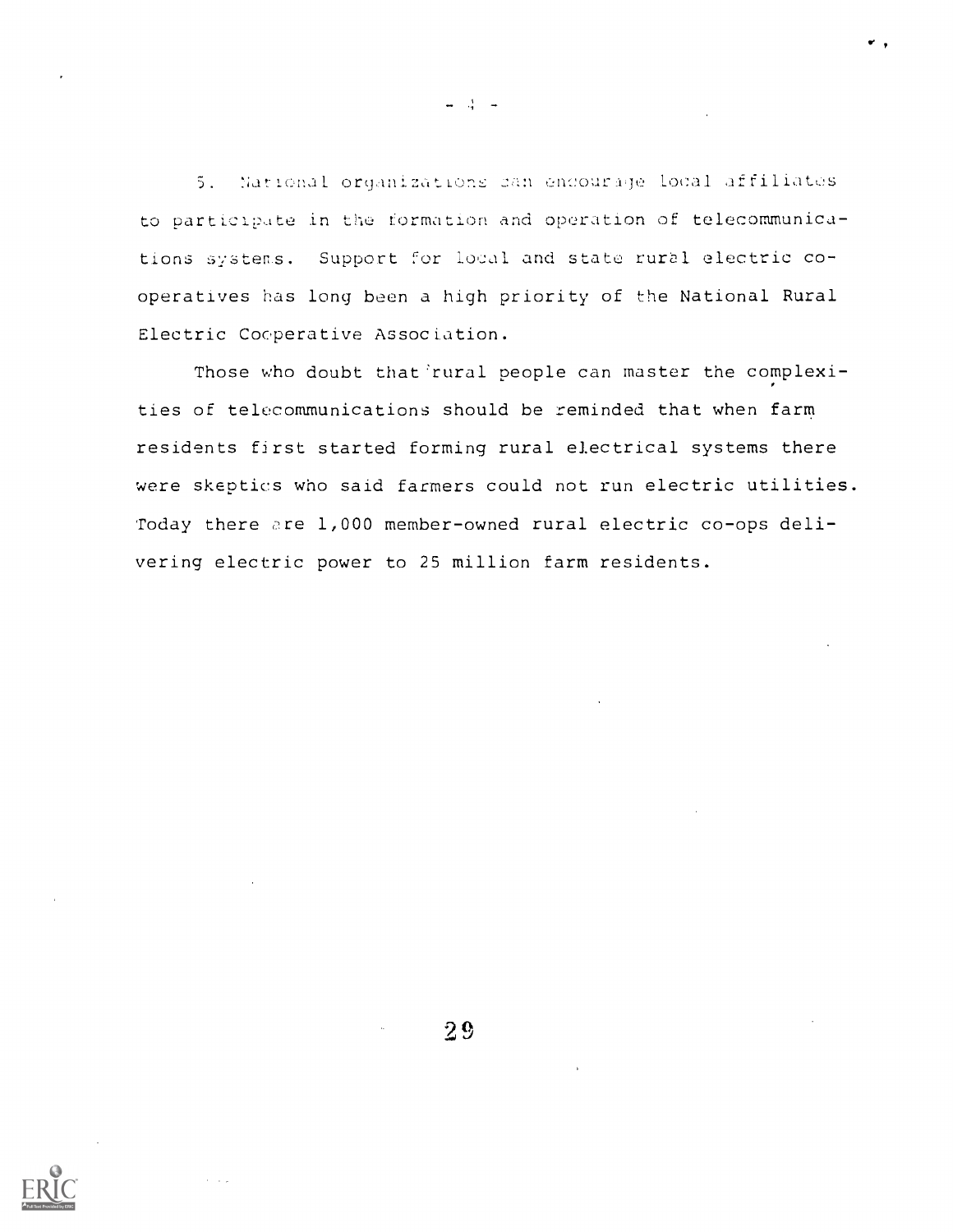5. National organizations can encourage local affiliates to participate in the formation and operation of telecommunications systems. Support for local and state rural electric cooperatives has long been a high priority of the National Rural Electric Cooperative Association.

Those who doubt that rural people can master the complexities of telecommunications should be reminded that when farm residents first started forming rural electrical systems there were skeptics who said farmers could not run electric utilities. Today there are 1,000 member-owned rural electric co-ops delivering electric power to 25 million farm residents.